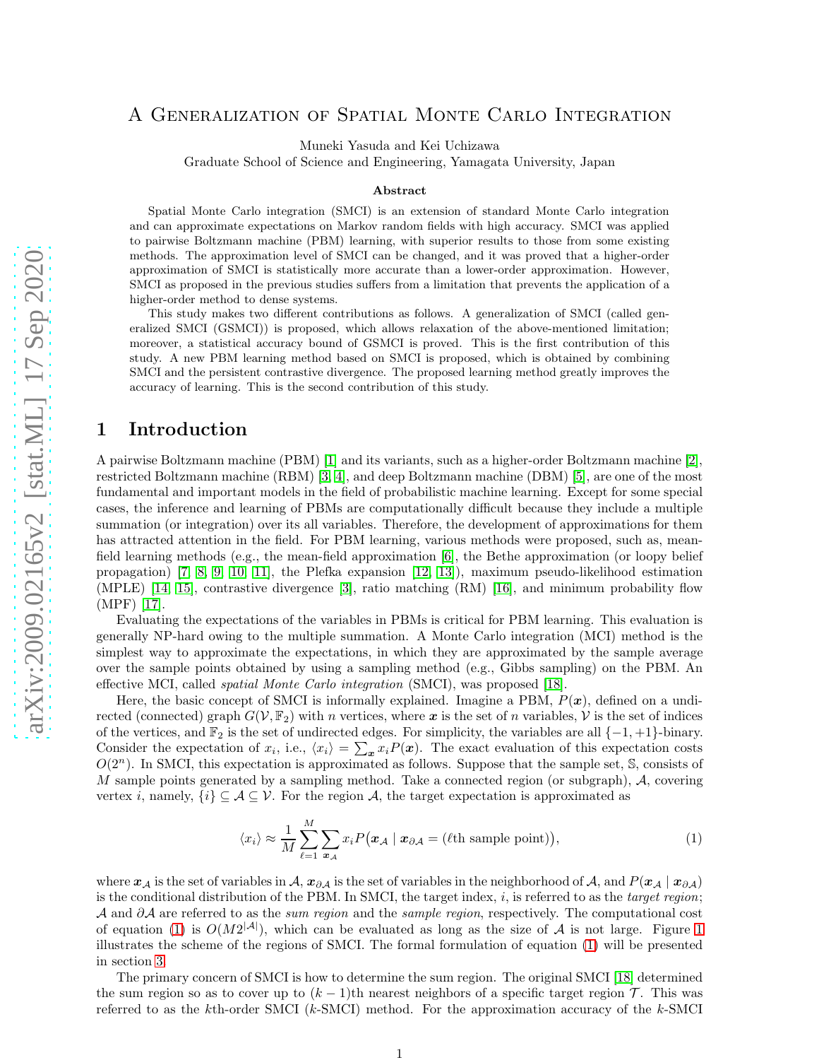# A Generalization of Spatial Monte Carlo Integration

Muneki Yasuda and Kei Uchizawa

Graduate School of Science and Engineering, Yamagata University, Japan

**Abstract**

Spatial Monte Carlo integration (SMCI) is an extension of standard Monte Carlo integration and can approximate expectations on Markov random fields with high accuracy. SMCI was applied to pairwise Boltzmann machine (PBM) learning, with superior results to those from some existing methods. The approximation level of SMCI can be changed, and it was proved that a higher-order approximation of SMCI is statistically more accurate than a lower-order approximation. However, SMCI as proposed in the previous studies suffers from a limitation that prevents the application of a higher-order method to dense systems.

This study makes two different contributions as follows. A generalization of SMCI (called generalized SMCI (GSMCI)) is proposed, which allows relaxation of the above-mentioned limitation; moreover, a statistical accuracy bound of GSMCI is proved. This is the first contribution of this study. A new PBM learning method based on SMCI is proposed, which is obtained by combining SMCI and the persistent contrastive divergence. The proposed learning method greatly improves the accuracy of learning. This is the second contribution of this study.

## 1 Introduction

A pairwise Boltzmann machine (PBM) [1] and its variants, such as a higher-order Boltzmann machine [2], restricted Boltzmann machine (RBM) [3, 4], and deep Boltzmann machine (DBM) [5], are one of the most fundamental and important models in the field of probabilistic machine learning. Except for some special cases, the inference and learning of PBMs are computationally difficult because they include a multiple summation (or integration) over its all variables. Therefore, the development of approximations for them has attracted attention in the field. For PBM learning, various methods were proposed, such as, mean-field learning methods (e.g., the mean-field approximation [6], the Bethe approximation (or loopy belief propagation) [7, 8, 9, 10, 11], the Plefka expansion [12, 13]), maximum pseudo-likelihood estimation (MPLE) [14, 15], contrastive divergence [3], ratio matching (RM) [16], and minimum probability flow (MPF) [17].

Evaluating the expectations of the variables in PBMs is critical for PBM learning. This evaluation is generally NP-hard owing to the multiple summation. A Monte Carlo integration (MCI) method is the simplest way to approximate the expectations, in which they are approximated by the sample average over the sample points obtained by using a sampling method (e.g., Gibbs sampling) on the PBM. An effective MCI, called *spatial Monte Carlo integration* (SMCI), was proposed [18].

Here, the basic concept of SMCI is informally explained. Imagine a PBM, $P(\boldsymbol{x})$, defined on a undirected (connected) graph $G(\mathcal{V}, \mathbb{F}_2)$ with $n$ vertices, where $\boldsymbol{x}$ is the set of $n$ variables, $\mathcal{V}$ is the set of indices of the vertices, and $\mathbb{F}_2$ is the set of undirected edges. For simplicity, the variables are all $\{-1, +1\}$-binary. Consider the expectation of $x_i$, i.e., $\langle x_i \rangle = \sum_{\boldsymbol{x}} x_i P(\boldsymbol{x})$. The exact evaluation of this expectation costs $O(2^n)$. In SMCI, this expectation is approximated as follows. Suppose that the sample set, $\mathbb{S}$, consists of $M$ sample points generated by a sampling method. Take a connected region (or subgraph), $\mathcal{A}$, covering vertex $i$, namely, $\{i\} \subseteq \mathcal{A} \subseteq \mathcal{V}$. For the region $\mathcal{A}$, the target expectation is approximated as

$$\langle x_i \rangle \approx \frac{1}{M} \sum_{\ell=1}^{M} \sum_{\boldsymbol{x}_{\mathcal{A}}} x_i P\big(\boldsymbol{x}_{\mathcal{A}} \mid \boldsymbol{x}_{\partial \mathcal{A}} = (\ell\text{th sample point})\big), \tag{1}$$

where $\boldsymbol{x}_{\mathcal{A}}$ is the set of variables in $\mathcal{A}$, $\boldsymbol{x}_{\partial \mathcal{A}}$ is the set of variables in the neighborhood of $\mathcal{A}$, and $P(\boldsymbol{x}_{\mathcal{A}} \mid \boldsymbol{x}_{\partial \mathcal{A}})$ is the conditional distribution of the PBM. In SMCI, the target index, $i$, is referred to as the *target region*; $\mathcal{A}$ and $\partial \mathcal{A}$ are referred to as the *sum region* and the *sample region*, respectively. The computational cost of equation (1) is $O(M 2^{|\mathcal{A}|})$, which can be evaluated as long as the size of $\mathcal{A}$ is not large. Figure 1 illustrates the scheme of the regions of SMCI. The formal formulation of equation (1) will be presented in section 3.

The primary concern of SMCI is how to determine the sum region. The original SMCI [18] determined the sum region so as to cover up to $(k-1)$th nearest neighbors of a specific target region $\mathcal{T}$. This was referred to as the $k$th-order SMCI ($k$-SMCI) method. For the approximation accuracy of the $k$-SMCI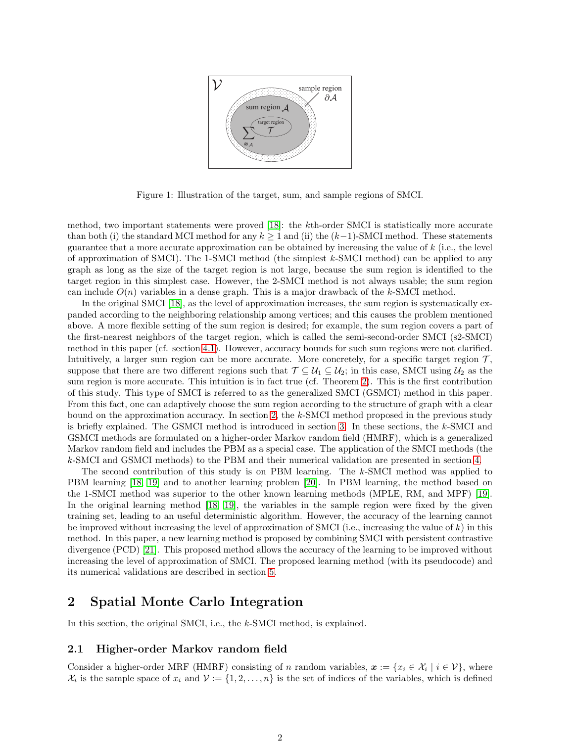Figure 1: Illustration of the target, sum, and sample regions of SMCI.

method, two important statements were proved [18]: the $k$th-order SMCI is statistically more accurate than both (i) the standard MCI method for any $k \geq 1$ and (ii) the $(k-1)$-SMCI method. These statements guarantee that a more accurate approximation can be obtained by increasing the value of $k$ (i.e., the level of approximation of SMCI). The 1-SMCI method (the simplest $k$-SMCI method) can be applied to any graph as long as the size of the target region is not large, because the sum region is identified to the target region in this simplest case. However, the 2-SMCI method is not always usable; the sum region can include $O(n)$ variables in a dense graph. This is a major drawback of the $k$-SMCI method.

In the original SMCI [18], as the level of approximation increases, the sum region is systematically expanded according to the neighboring relationship among vertices; and this causes the problem mentioned above. A more flexible setting of the sum region is desired; for example, the sum region covers a part of the first-nearest neighbors of the target region, which is called the semi-second-order SMCI (s2-SMCI) method in this paper (cf. section 4.1). However, accuracy bounds for such sum regions were not clarified. Intuitively, a larger sum region can be more accurate. More concretely, for a specific target region $\mathcal{T}$, suppose that there are two different regions such that $\mathcal{T} \subseteq \mathcal{U}_1 \subseteq \mathcal{U}_2$; in this case, SMCI using $\mathcal{U}_2$ as the sum region is more accurate. This intuition is in fact true (cf. Theorem 2). This is the first contribution of this study. This type of SMCI is referred to as the generalized SMCI (GSMCI) method in this paper. From this fact, one can adaptively choose the sum region according to the structure of graph with a clear bound on the approximation accuracy. In section 2, the $k$-SMCI method proposed in the previous study is briefly explained. The GSMCI method is introduced in section 3. In these sections, the $k$-SMCI and GSMCI methods are formulated on a higher-order Markov random field (HMRF), which is a generalized Markov random field and includes the PBM as a special case. The application of the SMCI methods (the $k$-SMCI and GSMCI methods) to the PBM and their numerical validation are presented in section 4.

The second contribution of this study is on PBM learning. The $k$-SMCI method was applied to PBM learning [18, 19] and to another learning problem [20]. In PBM learning, the method based on the 1-SMCI method was superior to the other known learning methods (MPLE, RM, and MPF) [19]. In the original learning method [18, 19], the variables in the sample region were fixed by the given training set, leading to an useful deterministic algorithm. However, the accuracy of the learning cannot be improved without increasing the level of approximation of SMCI (i.e., increasing the value of $k$) in this method. In this paper, a new learning method is proposed by combining SMCI with persistent contrastive divergence (PCD) [21]. This proposed method allows the accuracy of the learning to be improved without increasing the level of approximation of SMCI. The proposed learning method (with its pseudocode) and its numerical validations are described in section 5.

## 2 Spatial Monte Carlo Integration

In this section, the original SMCI, i.e., the $k$-SMCI method, is explained.

### 2.1 Higher-order Markov random field

Consider a higher-order MRF (HMRF) consisting of $n$ random variables, $\boldsymbol{x} := \{x_i \in \mathcal{X}_i \mid i \in \mathcal{V}\}$, where $\mathcal{X}_i$ is the sample space of $x_i$ and $\mathcal{V} := \{1, 2, \ldots, n\}$ is the set of indices of the variables, which is defined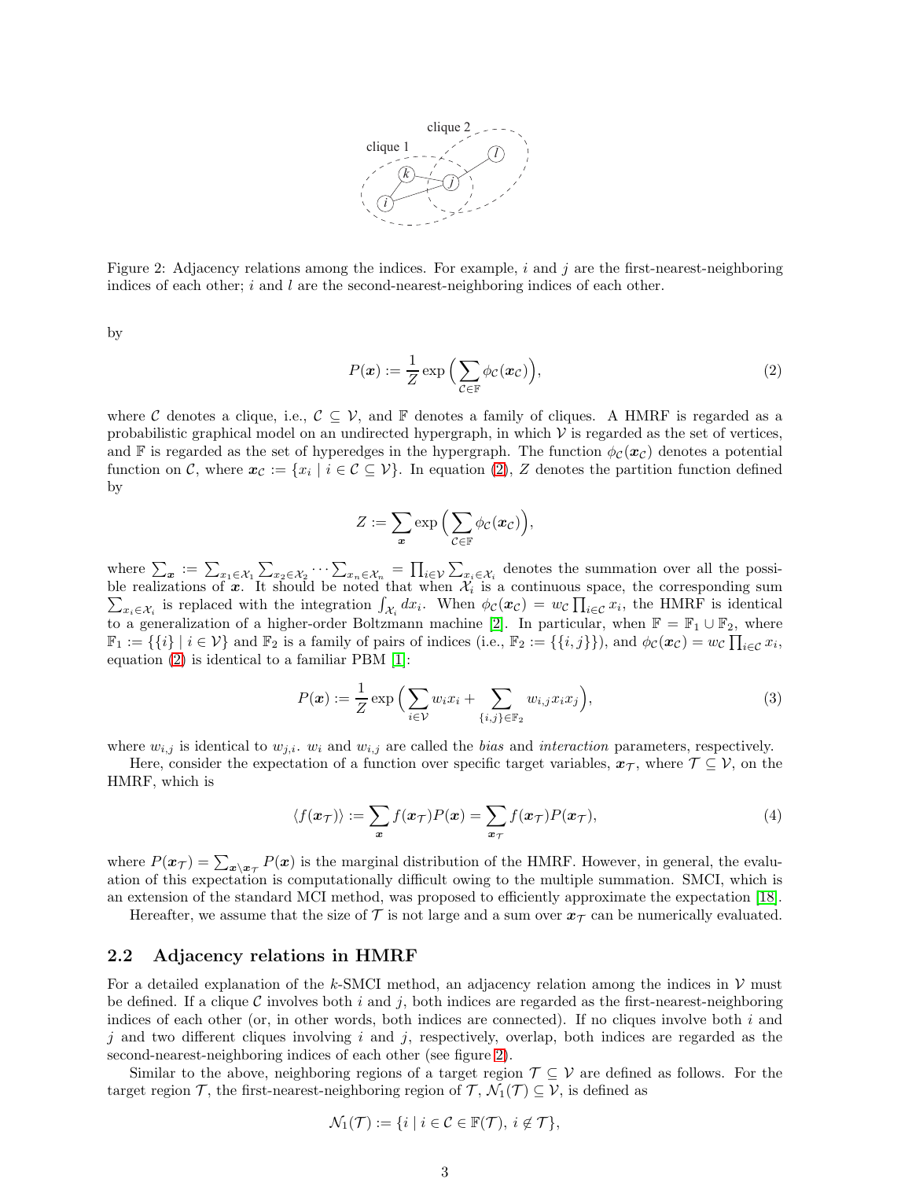Figure 2: Adjacency relations among the indices. For example, $i$ and $j$ are the first-nearest-neighboring indices of each other; $i$ and $l$ are the second-nearest-neighboring indices of each other.

by

$$P(\boldsymbol{x}) := \frac{1}{Z} \exp\Big( \sum_{\mathcal{C} \in \mathbb{F}} \phi_{\mathcal{C}}(\boldsymbol{x}_{\mathcal{C}}) \Big), \tag{2}$$

where $\mathcal{C}$ denotes a clique, i.e., $\mathcal{C} \subseteq \mathcal{V}$, and $\mathbb{F}$ denotes a family of cliques. A HMRF is regarded as a probabilistic graphical model on an undirected hypergraph, in which $\mathcal{V}$ is regarded as the set of vertices, and $\mathbb{F}$ is regarded as the set of hyperedges in the hypergraph. The function $\phi_{\mathcal{C}}(\boldsymbol{x}_{\mathcal{C}})$ denotes a potential function on $\mathcal{C}$, where $\boldsymbol{x}_{\mathcal{C}} := \{x_i \mid i \in \mathcal{C} \subseteq \mathcal{V}\}$. In equation (2), $Z$ denotes the partition function defined by

$$Z := \sum_{\boldsymbol{x}} \exp\Big( \sum_{\mathcal{C} \in \mathbb{F}} \phi_{\mathcal{C}}(\boldsymbol{x}_{\mathcal{C}}) \Big),$$

where $\sum_{\boldsymbol{x}} := \sum_{x_1 \in \mathcal{X}_1} \sum_{x_2 \in \mathcal{X}_2} \cdots \sum_{x_n \in \mathcal{X}_n} = \prod_{i \in \mathcal{V}} \sum_{x_i \in \mathcal{X}_i}$ denotes the summation over all the possible realizations of $\boldsymbol{x}$. It should be noted that when $\mathcal{X}_i$ is a continuous space, the corresponding sum $\sum_{x_i \in \mathcal{X}_i}$ is replaced with the integration $\int_{\mathcal{X}_i} dx_i$. When $\phi_{\mathcal{C}}(\boldsymbol{x}_{\mathcal{C}}) = w_{\mathcal{C}} \prod_{i \in \mathcal{C}} x_i$, the HMRF is identical to a generalization of a higher-order Boltzmann machine [2]. In particular, when $\mathbb{F} = \mathbb{F}_1 \cup \mathbb{F}_2$, where $\mathbb{F}_1 := \{\{i\} \mid i \in \mathcal{V}\}$ and $\mathbb{F}_2$ is a family of pairs of indices (i.e., $\mathbb{F}_2 := \{\{i, j\}\}$), and $\phi_{\mathcal{C}}(\boldsymbol{x}_{\mathcal{C}}) = w_{\mathcal{C}} \prod_{i \in \mathcal{C}} x_i$, equation (2) is identical to a familiar PBM [1]:

$$P(\boldsymbol{x}) := \frac{1}{Z} \exp\Big( \sum_{i \in \mathcal{V}} w_i x_i + \sum_{\{i,j\} \in \mathbb{F}_2} w_{i,j} x_i x_j \Big), \tag{3}$$

where $w_{i,j}$ is identical to $w_{j,i}$. $w_i$ and $w_{i,j}$ are called the *bias* and *interaction* parameters, respectively.

Here, consider the expectation of a function over specific target variables, $\boldsymbol{x}_{\mathcal{T}}$, where $\mathcal{T} \subseteq \mathcal{V}$, on the HMRF, which is

$$\langle f(\boldsymbol{x}_{\mathcal{T}}) \rangle := \sum_{\boldsymbol{x}} f(\boldsymbol{x}_{\mathcal{T}}) P(\boldsymbol{x}) = \sum_{\boldsymbol{x}_{\mathcal{T}}} f(\boldsymbol{x}_{\mathcal{T}}) P(\boldsymbol{x}_{\mathcal{T}}), \tag{4}$$

where $P(\boldsymbol{x}_{\mathcal{T}}) = \sum_{\boldsymbol{x} \setminus \boldsymbol{x}_{\mathcal{T}}} P(\boldsymbol{x})$ is the marginal distribution of the HMRF. However, in general, the evaluation of this expectation is computationally difficult owing to the multiple summation. SMCI, which is an extension of the standard MCI method, was proposed to efficiently approximate the expectation [18].

Hereafter, we assume that the size of $\mathcal{T}$ is not large and a sum over $\boldsymbol{x}_{\mathcal{T}}$ can be numerically evaluated.

## 2.2 Adjacency relations in HMRF

For a detailed explanation of the $k$-SMCI method, an adjacency relation among the indices in $\mathcal{V}$ must be defined. If a clique $\mathcal{C}$ involves both $i$ and $j$, both indices are regarded as the first-nearest-neighboring indices of each other (or, in other words, both indices are connected). If no cliques involve both $i$ and $j$ and two different cliques involving $i$ and $j$, respectively, overlap, both indices are regarded as the second-nearest-neighboring indices of each other (see figure 2).

Similar to the above, neighboring regions of a target region $\mathcal{T} \subseteq \mathcal{V}$ are defined as follows. For the target region $\mathcal{T}$, the first-nearest-neighboring region of $\mathcal{T}$, $\mathcal{N}_1(\mathcal{T}) \subseteq \mathcal{V}$, is defined as

$$\mathcal{N}_1(\mathcal{T}) := \{i \mid i \in \mathcal{C} \in \mathbb{F}(\mathcal{T}),\ i \notin \mathcal{T}\},$$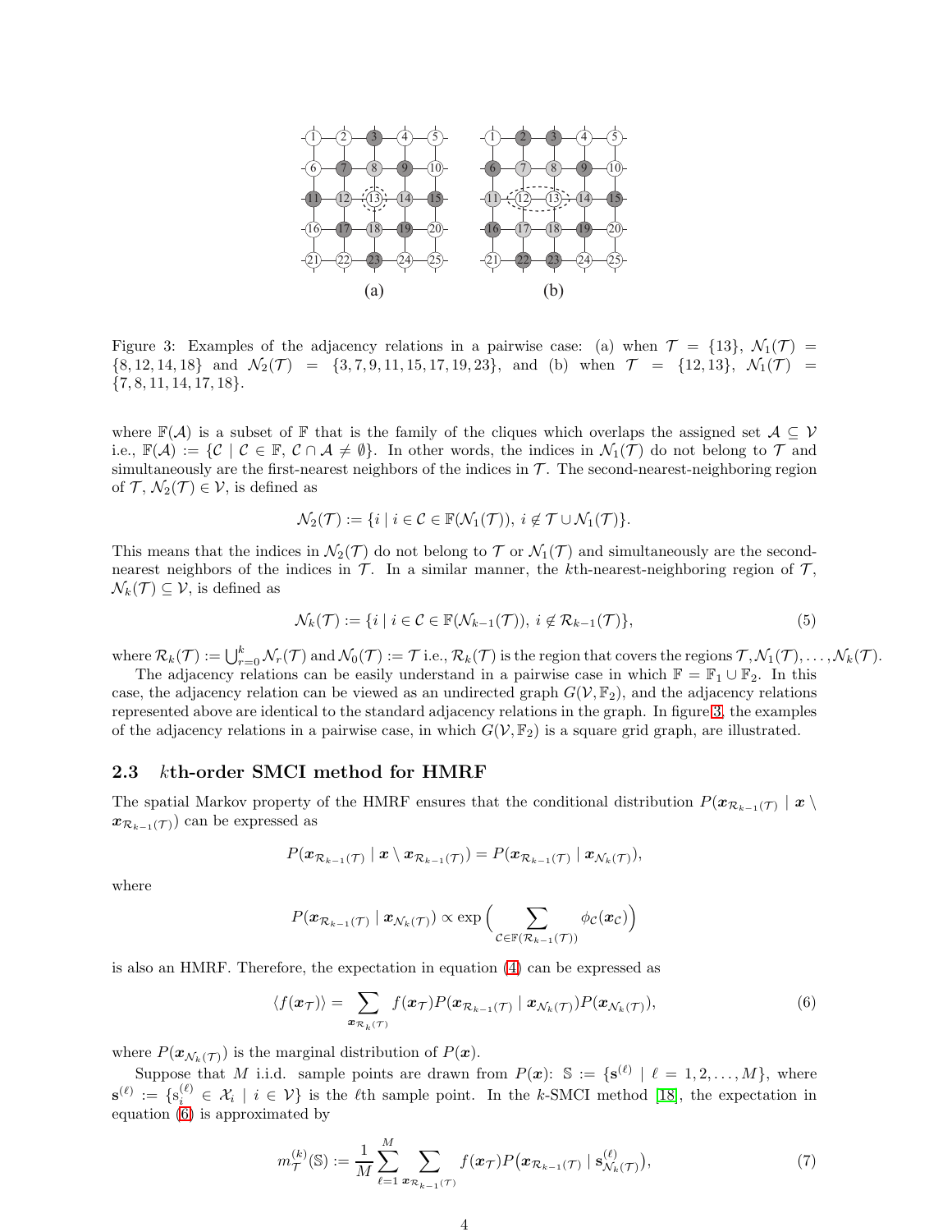Figure 3: Examples of the adjacency relations in a pairwise case: (a) when $\mathcal{T} = \{13\}$, $\mathcal{N}_1(\mathcal{T}) = \{8, 12, 14, 18\}$ and $\mathcal{N}_2(\mathcal{T}) = \{3, 7, 9, 11, 15, 17, 19, 23\}$, and (b) when $\mathcal{T} = \{12, 13\}$, $\mathcal{N}_1(\mathcal{T}) = \{7, 8, 11, 14, 17, 18\}$.

where $\mathbb{F}(\mathcal{A})$ is a subset of $\mathbb{F}$ that is the family of the cliques which overlaps the assigned set $\mathcal{A} \subseteq \mathcal{V}$ i.e., $\mathbb{F}(\mathcal{A}) := \{\mathcal{C} \mid \mathcal{C} \in \mathbb{F}, \mathcal{C} \cap \mathcal{A} \neq \emptyset\}$. In other words, the indices in $\mathcal{N}_1(\mathcal{T})$ do not belong to $\mathcal{T}$ and simultaneously are the first-nearest neighbors of the indices in $\mathcal{T}$. The second-nearest-neighboring region of $\mathcal{T}$, $\mathcal{N}_2(\mathcal{T}) \in \mathcal{V}$, is defined as

$$\mathcal{N}_2(\mathcal{T}) := \{i \mid i \in \mathcal{C} \in \mathbb{F}(\mathcal{N}_1(\mathcal{T})),\ i \notin \mathcal{T} \cup \mathcal{N}_1(\mathcal{T})\}.$$

This means that the indices in $\mathcal{N}_2(\mathcal{T})$ do not belong to $\mathcal{T}$ or $\mathcal{N}_1(\mathcal{T})$ and simultaneously are the second-nearest neighbors of the indices in $\mathcal{T}$. In a similar manner, the $k$th-nearest-neighboring region of $\mathcal{T}$, $\mathcal{N}_k(\mathcal{T}) \subseteq \mathcal{V}$, is defined as

$$\mathcal{N}_k(\mathcal{T}) := \{i \mid i \in \mathcal{C} \in \mathbb{F}(\mathcal{N}_{k-1}(\mathcal{T})),\ i \notin \mathcal{R}_{k-1}(\mathcal{T})\}, \tag{5}$$

where $\mathcal{R}_k(\mathcal{T}) := \bigcup_{r=0}^{k} \mathcal{N}_r(\mathcal{T})$ and $\mathcal{N}_0(\mathcal{T}) := \mathcal{T}$ i.e., $\mathcal{R}_k(\mathcal{T})$ is the region that covers the regions $\mathcal{T}, \mathcal{N}_1(\mathcal{T}), \ldots, \mathcal{N}_k(\mathcal{T})$.

The adjacency relations can be easily understand in a pairwise case in which $\mathbb{F} = \mathbb{F}_1 \cup \mathbb{F}_2$. In this case, the adjacency relation can be viewed as an undirected graph $G(\mathcal{V}, \mathbb{F}_2)$, and the adjacency relations represented above are identical to the standard adjacency relations in the graph. In figure 3, the examples of the adjacency relations in a pairwise case, in which $G(\mathcal{V}, \mathbb{F}_2)$ is a square grid graph, are illustrated.

### 2.3 $k$th-order SMCI method for HMRF

The spatial Markov property of the HMRF ensures that the conditional distribution $P(\boldsymbol{x}_{\mathcal{R}_{k-1}(\mathcal{T})} \mid \boldsymbol{x} \setminus \boldsymbol{x}_{\mathcal{R}_{k-1}(\mathcal{T})})$ can be expressed as

$$P(\boldsymbol{x}_{\mathcal{R}_{k-1}(\mathcal{T})} \mid \boldsymbol{x} \setminus \boldsymbol{x}_{\mathcal{R}_{k-1}(\mathcal{T})}) = P(\boldsymbol{x}_{\mathcal{R}_{k-1}(\mathcal{T})} \mid \boldsymbol{x}_{\mathcal{N}_k(\mathcal{T})}),$$

where

$$P(\boldsymbol{x}_{\mathcal{R}_{k-1}(\mathcal{T})} \mid \boldsymbol{x}_{\mathcal{N}_k(\mathcal{T})}) \propto \exp\Big(\sum_{\mathcal{C} \in \mathbb{F}(\mathcal{R}_{k-1}(\mathcal{T}))} \phi_{\mathcal{C}}(\boldsymbol{x}_{\mathcal{C}})\Big)$$

is also an HMRF. Therefore, the expectation in equation (4) can be expressed as

$$\langle f(\boldsymbol{x}_{\mathcal{T}}) \rangle = \sum_{\boldsymbol{x}_{\mathcal{R}_k(\mathcal{T})}} f(\boldsymbol{x}_{\mathcal{T}}) P(\boldsymbol{x}_{\mathcal{R}_{k-1}(\mathcal{T})} \mid \boldsymbol{x}_{\mathcal{N}_k(\mathcal{T})}) P(\boldsymbol{x}_{\mathcal{N}_k(\mathcal{T})}), \tag{6}$$

where $P(\boldsymbol{x}_{\mathcal{N}_k(\mathcal{T})})$ is the marginal distribution of $P(\boldsymbol{x})$.

Suppose that $M$ i.i.d. sample points are drawn from $P(\boldsymbol{x})$: $\mathbb{S} := \{\mathbf{s}^{(\ell)} \mid \ell = 1, 2, \ldots, M\}$, where $\mathbf{s}^{(\ell)} := \{\mathrm{s}_i^{(\ell)} \in \mathcal{X}_i \mid i \in \mathcal{V}\}$ is the $\ell$th sample point. In the $k$-SMCI method [18], the expectation in equation (6) is approximated by

$$m_{\mathcal{T}}^{(k)}(\mathbb{S}) := \frac{1}{M} \sum_{\ell=1}^{M} \sum_{\boldsymbol{x}_{\mathcal{R}_{k-1}(\mathcal{T})}} f(\boldsymbol{x}_{\mathcal{T}}) P\big(\boldsymbol{x}_{\mathcal{R}_{k-1}(\mathcal{T})} \mid \mathbf{s}^{(\ell)}_{\mathcal{N}_k(\mathcal{T})}\big), \tag{7}$$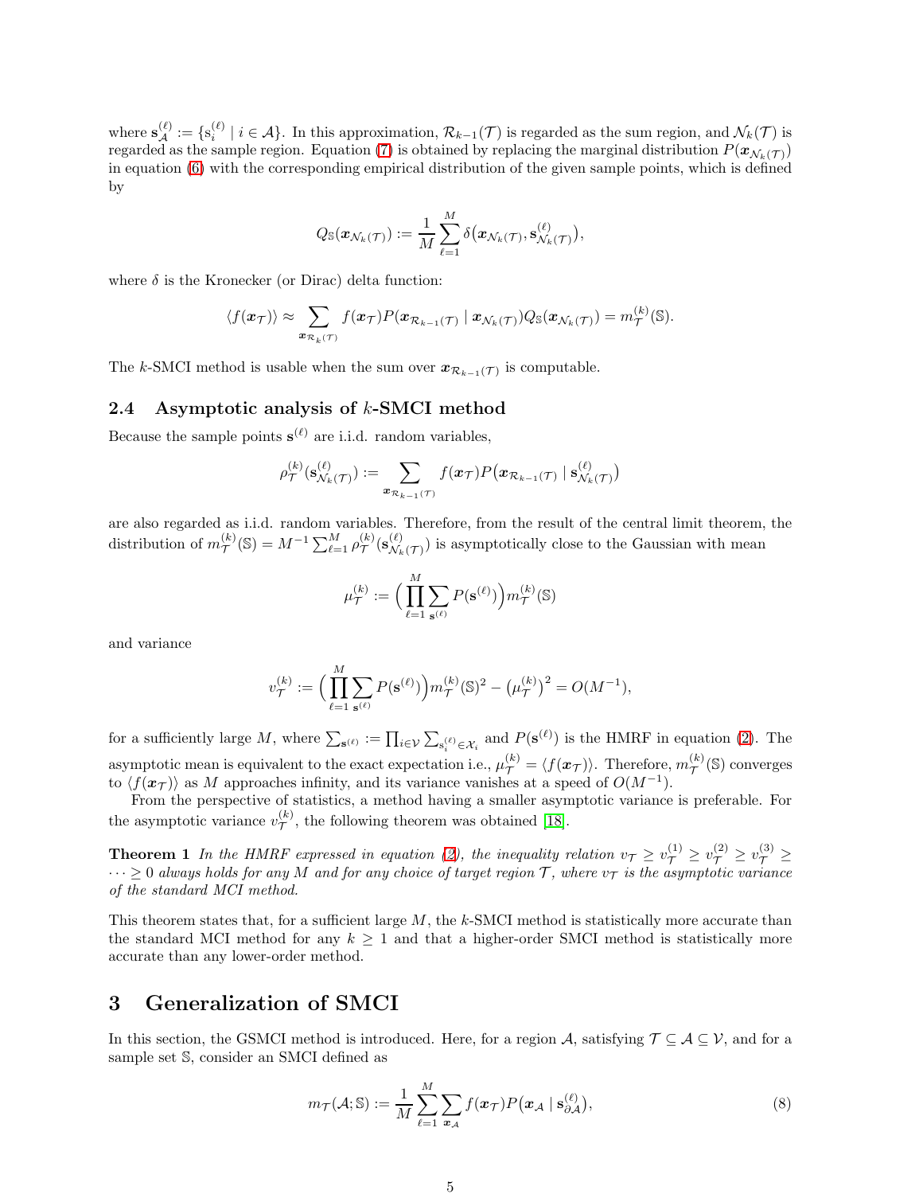where $\mathbf{s}_{\mathcal{A}}^{(\ell)} := \{\mathrm{s}_i^{(\ell)} \mid i \in \mathcal{A}\}$. In this approximation, $\mathcal{R}_{k-1}(\mathcal{T})$ is regarded as the sum region, and $\mathcal{N}_k(\mathcal{T})$ is regarded as the sample region. Equation (7) is obtained by replacing the marginal distribution $P(\boldsymbol{x}_{\mathcal{N}_k(\mathcal{T})})$ in equation (6) with the corresponding empirical distribution of the given sample points, which is defined by

$$Q_{\mathbb{S}}(\boldsymbol{x}_{\mathcal{N}_k(\mathcal{T})}) := \frac{1}{M}\sum_{\ell=1}^{M} \delta\big(\boldsymbol{x}_{\mathcal{N}_k(\mathcal{T})}, \mathbf{s}_{\mathcal{N}_k(\mathcal{T})}^{(\ell)}\big),$$

where $\delta$ is the Kronecker (or Dirac) delta function:

$$\langle f(\boldsymbol{x}_{\mathcal{T}})\rangle \approx \sum_{\boldsymbol{x}_{\mathcal{R}_k(\mathcal{T})}} f(\boldsymbol{x}_{\mathcal{T}}) P(\boldsymbol{x}_{\mathcal{R}_{k-1}(\mathcal{T})} \mid \boldsymbol{x}_{\mathcal{N}_k(\mathcal{T})}) Q_{\mathbb{S}}(\boldsymbol{x}_{\mathcal{N}_k(\mathcal{T})}) = m_{\mathcal{T}}^{(k)}(\mathbb{S}).$$

The $k$-SMCI method is usable when the sum over $\boldsymbol{x}_{\mathcal{R}_{k-1}(\mathcal{T})}$ is computable.

### 2.4 Asymptotic analysis of $k$-SMCI method

Because the sample points $\mathbf{s}^{(\ell)}$ are i.i.d. random variables,

$$\rho_{\mathcal{T}}^{(k)}(\mathbf{s}_{\mathcal{N}_k(\mathcal{T})}^{(\ell)}) := \sum_{\boldsymbol{x}_{\mathcal{R}_{k-1}(\mathcal{T})}} f(\boldsymbol{x}_{\mathcal{T}}) P\big(\boldsymbol{x}_{\mathcal{R}_{k-1}(\mathcal{T})} \mid \mathbf{s}_{\mathcal{N}_k(\mathcal{T})}^{(\ell)}\big)$$

are also regarded as i.i.d. random variables. Therefore, from the result of the central limit theorem, the distribution of $m_{\mathcal{T}}^{(k)}(\mathbb{S}) = M^{-1}\sum_{\ell=1}^{M} \rho_{\mathcal{T}}^{(k)}(\mathbf{s}_{\mathcal{N}_k(\mathcal{T})}^{(\ell)})$ is asymptotically close to the Gaussian with mean

$$\mu_{\mathcal{T}}^{(k)} := \Big(\prod_{\ell=1}^{M}\sum_{\mathbf{s}^{(\ell)}} P(\mathbf{s}^{(\ell)})\Big) m_{\mathcal{T}}^{(k)}(\mathbb{S})$$

and variance

$$v_{\mathcal{T}}^{(k)} := \Big(\prod_{\ell=1}^{M}\sum_{\mathbf{s}^{(\ell)}} P(\mathbf{s}^{(\ell)})\Big) m_{\mathcal{T}}^{(k)}(\mathbb{S})^2 - \big(\mu_{\mathcal{T}}^{(k)}\big)^2 = O(M^{-1}),$$

for a sufficiently large $M$, where $\sum_{\mathbf{s}^{(\ell)}} := \prod_{i\in\mathcal{V}}\sum_{\mathrm{s}_i^{(\ell)}\in\mathcal{X}_i}$ and $P(\mathbf{s}^{(\ell)})$ is the HMRF in equation (2). The asymptotic mean is equivalent to the exact expectation i.e., $\mu_{\mathcal{T}}^{(k)} = \langle f(\boldsymbol{x}_{\mathcal{T}})\rangle$. Therefore, $m_{\mathcal{T}}^{(k)}(\mathbb{S})$ converges to $\langle f(\boldsymbol{x}_{\mathcal{T}})\rangle$ as $M$ approaches infinity, and its variance vanishes at a speed of $O(M^{-1})$.

From the perspective of statistics, a method having a smaller asymptotic variance is preferable. For the asymptotic variance $v_{\mathcal{T}}^{(k)}$, the following theorem was obtained [18].

**Theorem 1** *In the HMRF expressed in equation (2), the inequality relation $v_{\mathcal{T}} \geq v_{\mathcal{T}}^{(1)} \geq v_{\mathcal{T}}^{(2)} \geq v_{\mathcal{T}}^{(3)} \geq \cdots \geq 0$ always holds for any $M$ and for any choice of target region $\mathcal{T}$, where $v_{\mathcal{T}}$ is the asymptotic variance of the standard MCI method.*

This theorem states that, for a sufficient large $M$, the $k$-SMCI method is statistically more accurate than the standard MCI method for any $k \geq 1$ and that a higher-order SMCI method is statistically more accurate than any lower-order method.

## 3 Generalization of SMCI

In this section, the GSMCI method is introduced. Here, for a region $\mathcal{A}$, satisfying $\mathcal{T} \subseteq \mathcal{A} \subseteq \mathcal{V}$, and for a sample set $\mathbb{S}$, consider an SMCI defined as

$$m_{\mathcal{T}}(\mathcal{A};\mathbb{S}) := \frac{1}{M}\sum_{\ell=1}^{M}\sum_{\boldsymbol{x}_{\mathcal{A}}} f(\boldsymbol{x}_{\mathcal{T}}) P\big(\boldsymbol{x}_{\mathcal{A}} \mid \mathbf{s}_{\partial\mathcal{A}}^{(\ell)}\big), \tag{8}$$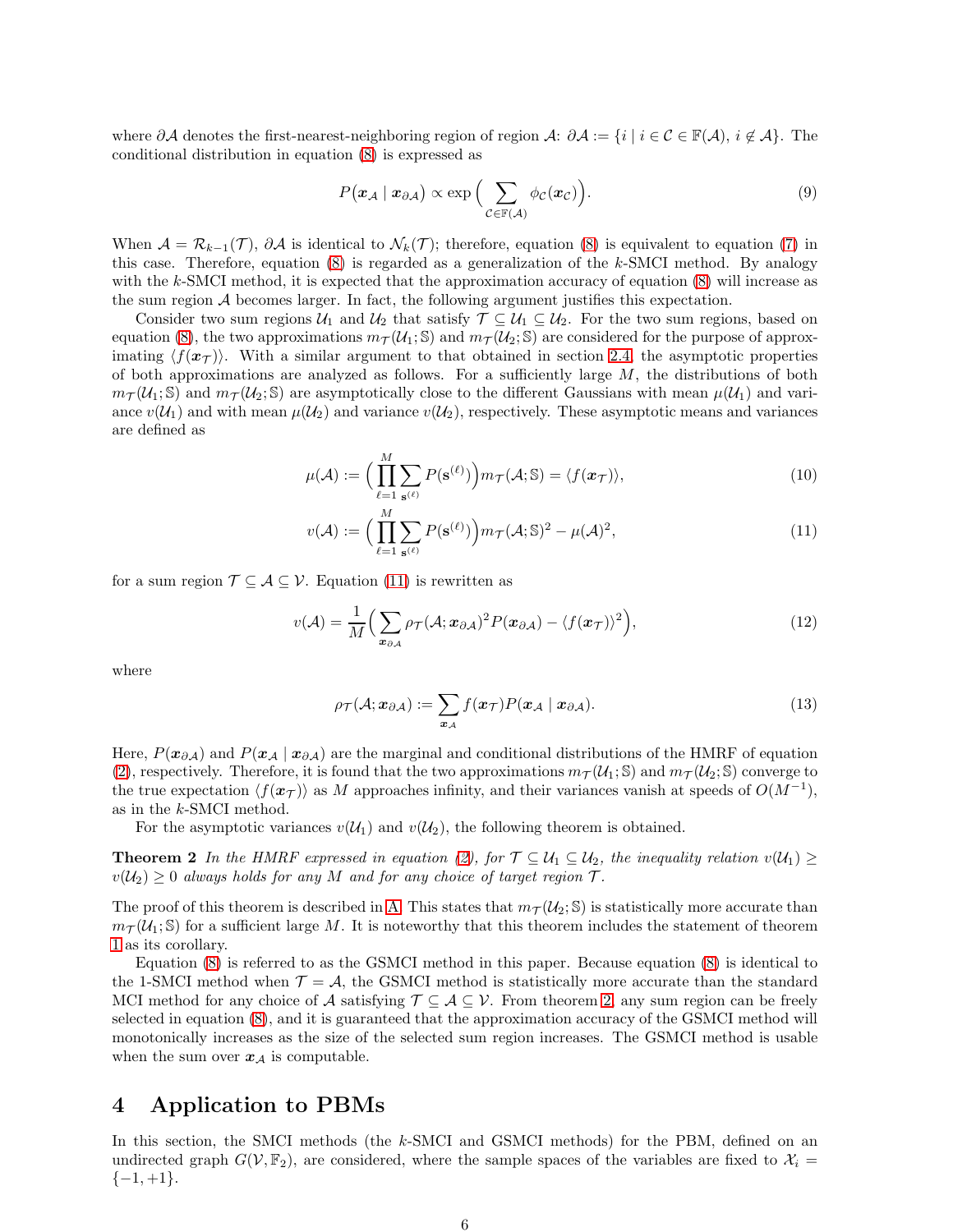where $\partial\mathcal{A}$ denotes the first-nearest-neighboring region of region $\mathcal{A}$: $\partial\mathcal{A} := \{i \mid i \in \mathcal{C} \in \mathbb{F}(\mathcal{A}),\ i \notin \mathcal{A}\}$. The conditional distribution in equation (8) is expressed as

$$P(\boldsymbol{x}_{\mathcal{A}} \mid \boldsymbol{x}_{\partial\mathcal{A}}) \propto \exp\Big(\sum_{\mathcal{C}\in\mathbb{F}(\mathcal{A})} \phi_{\mathcal{C}}(\boldsymbol{x}_{\mathcal{C}})\Big). \tag{9}$$

When $\mathcal{A} = \mathcal{R}_{k-1}(\mathcal{T})$, $\partial\mathcal{A}$ is identical to $\mathcal{N}_k(\mathcal{T})$; therefore, equation (8) is equivalent to equation (7) in this case. Therefore, equation (8) is regarded as a generalization of the $k$-SMCI method. By analogy with the $k$-SMCI method, it is expected that the approximation accuracy of equation (8) will increase as the sum region $\mathcal{A}$ becomes larger. In fact, the following argument justifies this expectation.

Consider two sum regions $\mathcal{U}_1$ and $\mathcal{U}_2$ that satisfy $\mathcal{T} \subseteq \mathcal{U}_1 \subseteq \mathcal{U}_2$. For the two sum regions, based on equation (8), the two approximations $m_{\mathcal{T}}(\mathcal{U}_1;\mathbb{S})$ and $m_{\mathcal{T}}(\mathcal{U}_2;\mathbb{S})$ are considered for the purpose of approximating $\langle f(\boldsymbol{x}_{\mathcal{T}})\rangle$. With a similar argument to that obtained in section 2.4, the asymptotic properties of both approximations are analyzed as follows. For a sufficiently large $M$, the distributions of both $m_{\mathcal{T}}(\mathcal{U}_1;\mathbb{S})$ and $m_{\mathcal{T}}(\mathcal{U}_2;\mathbb{S})$ are asymptotically close to the different Gaussians with mean $\mu(\mathcal{U}_1)$ and variance $v(\mathcal{U}_1)$ and with mean $\mu(\mathcal{U}_2)$ and variance $v(\mathcal{U}_2)$, respectively. These asymptotic means and variances are defined as

$$\mu(\mathcal{A}) := \Big(\prod_{\ell=1}^{M}\sum_{\mathbf{s}^{(\ell)}} P(\mathbf{s}^{(\ell)})\Big) m_{\mathcal{T}}(\mathcal{A};\mathbb{S}) = \langle f(\boldsymbol{x}_{\mathcal{T}})\rangle, \tag{10}$$

$$v(\mathcal{A}) := \Big(\prod_{\ell=1}^{M}\sum_{\mathbf{s}^{(\ell)}} P(\mathbf{s}^{(\ell)})\Big) m_{\mathcal{T}}(\mathcal{A};\mathbb{S})^2 - \mu(\mathcal{A})^2, \tag{11}$$

for a sum region $\mathcal{T} \subseteq \mathcal{A} \subseteq \mathcal{V}$. Equation (11) is rewritten as

$$v(\mathcal{A}) = \frac{1}{M}\Big(\sum_{\boldsymbol{x}_{\partial\mathcal{A}}} \rho_{\mathcal{T}}(\mathcal{A};\boldsymbol{x}_{\partial\mathcal{A}})^2 P(\boldsymbol{x}_{\partial\mathcal{A}}) - \langle f(\boldsymbol{x}_{\mathcal{T}})\rangle^2\Big), \tag{12}$$

where

$$\rho_{\mathcal{T}}(\mathcal{A};\boldsymbol{x}_{\partial\mathcal{A}}) := \sum_{\boldsymbol{x}_{\mathcal{A}}} f(\boldsymbol{x}_{\mathcal{T}}) P(\boldsymbol{x}_{\mathcal{A}} \mid \boldsymbol{x}_{\partial\mathcal{A}}). \tag{13}$$

Here, $P(\boldsymbol{x}_{\partial\mathcal{A}})$ and $P(\boldsymbol{x}_{\mathcal{A}} \mid \boldsymbol{x}_{\partial\mathcal{A}})$ are the marginal and conditional distributions of the HMRF of equation (2), respectively. Therefore, it is found that the two approximations $m_{\mathcal{T}}(\mathcal{U}_1;\mathbb{S})$ and $m_{\mathcal{T}}(\mathcal{U}_2;\mathbb{S})$ converge to the true expectation $\langle f(\boldsymbol{x}_{\mathcal{T}})\rangle$ as $M$ approaches infinity, and their variances vanish at speeds of $O(M^{-1})$, as in the $k$-SMCI method.

For the asymptotic variances $v(\mathcal{U}_1)$ and $v(\mathcal{U}_2)$, the following theorem is obtained.

**Theorem 2** *In the HMRF expressed in equation (2), for $\mathcal{T} \subseteq \mathcal{U}_1 \subseteq \mathcal{U}_2$, the inequality relation $v(\mathcal{U}_1) \geq v(\mathcal{U}_2) \geq 0$ always holds for any $M$ and for any choice of target region $\mathcal{T}$.*

The proof of this theorem is described in A. This states that $m_{\mathcal{T}}(\mathcal{U}_2;\mathbb{S})$ is statistically more accurate than $m_{\mathcal{T}}(\mathcal{U}_1;\mathbb{S})$ for a sufficient large $M$. It is noteworthy that this theorem includes the statement of theorem 1 as its corollary.

Equation (8) is referred to as the GSMCI method in this paper. Because equation (8) is identical to the 1-SMCI method when $\mathcal{T} = \mathcal{A}$, the GSMCI method is statistically more accurate than the standard MCI method for any choice of $\mathcal{A}$ satisfying $\mathcal{T} \subseteq \mathcal{A} \subseteq \mathcal{V}$. From theorem 2, any sum region can be freely selected in equation (8), and it is guaranteed that the approximation accuracy of the GSMCI method will monotonically increases as the size of the selected sum region increases. The GSMCI method is usable when the sum over $\boldsymbol{x}_{\mathcal{A}}$ is computable.

# 4 Application to PBMs

In this section, the SMCI methods (the $k$-SMCI and GSMCI methods) for the PBM, defined on an undirected graph $G(\mathcal{V}, \mathbb{F}_2)$, are considered, where the sample spaces of the variables are fixed to $\mathcal{X}_i = \{-1, +1\}$.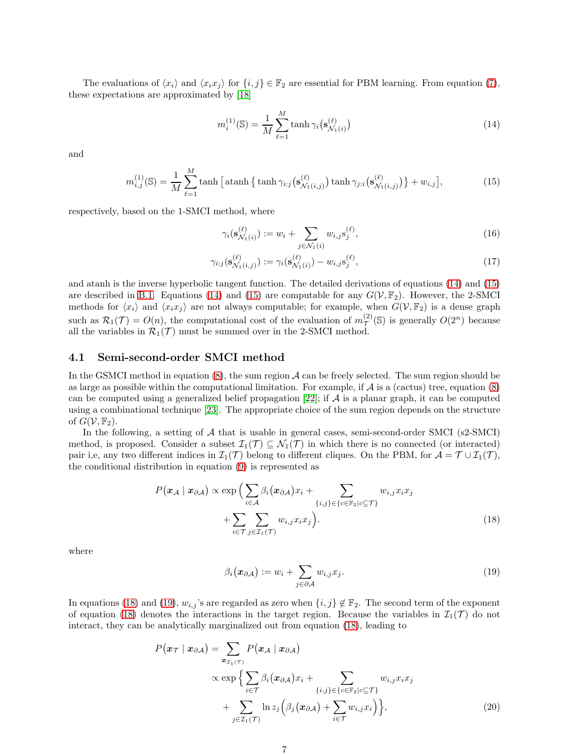The evaluations of $\langle x_i \rangle$ and $\langle x_i x_j \rangle$ for $\{i,j\} \in \mathbb{F}_2$ are essential for PBM learning. From equation (7), these expectations are approximated by [18]

$$m_i^{(1)}(\mathbb{S}) = \frac{1}{M} \sum_{\ell=1}^{M} \tanh \gamma_i\big(\mathbf{s}_{\mathcal{N}_1(i)}^{(\ell)}\big) \tag{14}$$

and

$$m_{i,j}^{(1)}(\mathbb{S}) = \frac{1}{M} \sum_{\ell=1}^{M} \tanh \big[ \operatorname{atanh} \big\{ \tanh \gamma_{i:j}\big(\mathbf{s}_{\mathcal{N}_1(i,j)}^{(\ell)}\big) \tanh \gamma_{j:i}\big(\mathbf{s}_{\mathcal{N}_1(i,j)}^{(\ell)}\big) \big\} + w_{i,j} \big], \tag{15}$$

respectively, based on the 1-SMCI method, where

$$\gamma_i\big(\mathbf{s}_{\mathcal{N}_1(i)}^{(\ell)}\big) := w_i + \sum_{j \in \mathcal{N}_1(i)} w_{i,j} \mathrm{s}_j^{(\ell)}, \tag{16}$$

$$\gamma_{i:j}\big(\mathbf{s}_{\mathcal{N}_1(i,j)}^{(\ell)}\big) := \gamma_i\big(\mathbf{s}_{\mathcal{N}_1(i)}^{(\ell)}\big) - w_{i,j} \mathrm{s}_j^{(\ell)}, \tag{17}$$

and atanh is the inverse hyperbolic tangent function. The detailed derivations of equations (14) and (15) are described in B.1. Equations (14) and (15) are computable for any $G(\mathcal{V}, \mathbb{F}_2)$. However, the 2-SMCI methods for $\langle x_i \rangle$ and $\langle x_i x_j \rangle$ are not always computable; for example, when $G(\mathcal{V}, \mathbb{F}_2)$ is a dense graph such as $\mathcal{R}_1(\mathcal{T}) = O(n)$, the computational cost of the evaluation of $m_{\mathcal{T}}^{(2)}(\mathbb{S})$ is generally $O(2^n)$ because all the variables in $\mathcal{R}_1(\mathcal{T})$ must be summed over in the 2-SMCI method.

## 4.1 Semi-second-order SMCI method

In the GSMCI method in equation (8), the sum region $\mathcal{A}$ can be freely selected. The sum region should be as large as possible within the computational limitation. For example, if $\mathcal{A}$ is a (cactus) tree, equation (8) can be computed using a generalized belief propagation [22]; if $\mathcal{A}$ is a planar graph, it can be computed using a combinational technique [23]. The appropriate choice of the sum region depends on the structure of $G(\mathcal{V}, \mathbb{F}_2)$.

In the following, a setting of $\mathcal{A}$ that is usable in general cases, semi-second-order SMCI (s2-SMCI) method, is proposed. Consider a subset $\mathcal{I}_1(\mathcal{T}) \subseteq \mathcal{N}_1(\mathcal{T})$ in which there is no connected (or interacted) pair i,e, any two different indices in $\mathcal{I}_1(\mathcal{T})$ belong to different cliques. On the PBM, for $\mathcal{A} = \mathcal{T} \cup \mathcal{I}_1(\mathcal{T})$, the conditional distribution in equation (9) is represented as

$$\begin{aligned} P(\boldsymbol{x}_{\mathcal{A}} \mid \boldsymbol{x}_{\partial\mathcal{A}}) \propto \exp\Big( &\sum_{i \in \mathcal{A}} \beta_i(\boldsymbol{x}_{\partial\mathcal{A}}) x_i + \sum_{\{i,j\} \in \{c \in \mathbb{F}_2 \mid c \subseteq \mathcal{T}\}} w_{i,j} x_i x_j \\ &+ \sum_{i \in \mathcal{T}} \sum_{j \in \mathcal{I}_1(\mathcal{T})} w_{i,j} x_i x_j \Big). \end{aligned} \tag{18}$$

where

$$\beta_i(\boldsymbol{x}_{\partial\mathcal{A}}) := w_i + \sum_{j \in \partial\mathcal{A}} w_{i,j} x_j. \tag{19}$$

In equations (18) and (19), $w_{i,j}$'s are regarded as zero when $\{i,j\} \notin \mathbb{F}_2$. The second term of the exponent of equation (18) denotes the interactions in the target region. Because the variables in $\mathcal{I}_1(\mathcal{T})$ do not interact, they can be analytically marginalized out from equation (18), leading to

$$\begin{aligned} P(\boldsymbol{x}_{\mathcal{T}} \mid \boldsymbol{x}_{\partial\mathcal{A}}) &= \sum_{\boldsymbol{x}_{\mathcal{I}_1(\mathcal{T})}} P(\boldsymbol{x}_{\mathcal{A}} \mid \boldsymbol{x}_{\partial\mathcal{A}}) \\ &\propto \exp\Big\{ \sum_{i \in \mathcal{T}} \beta_i(\boldsymbol{x}_{\partial\mathcal{A}}) x_i + \sum_{\{i,j\} \in \{c \in \mathbb{F}_2 \mid c \subseteq \mathcal{T}\}} w_{i,j} x_i x_j \\ &\quad + \sum_{j \in \mathcal{I}_1(\mathcal{T})} \ln z_j\Big( \beta_j(\boldsymbol{x}_{\partial\mathcal{A}}) + \sum_{i \in \mathcal{T}} w_{i,j} x_i \Big) \Big\}, \end{aligned} \tag{20}$$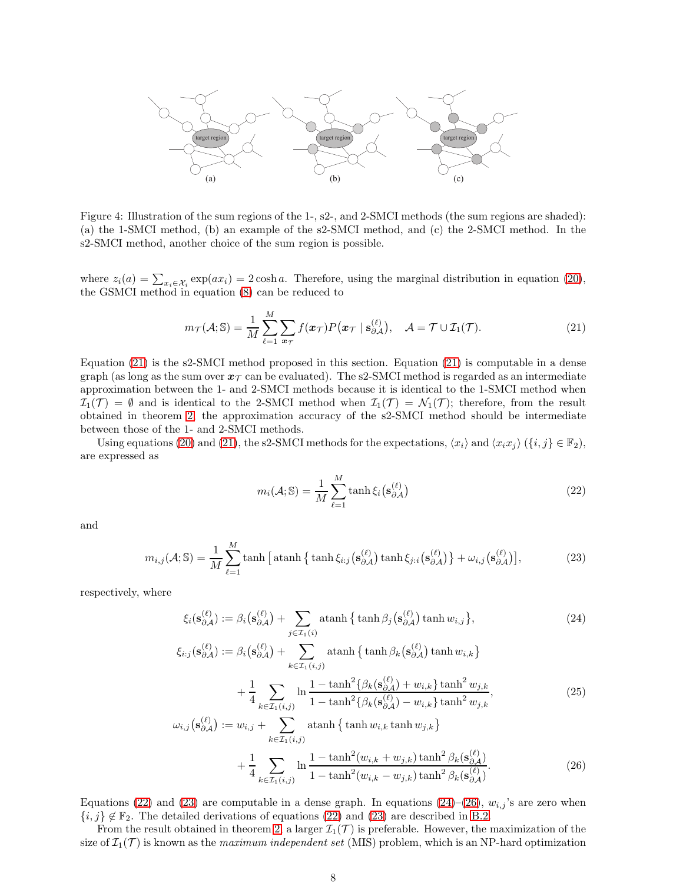Figure 4: Illustration of the sum regions of the 1-, s2-, and 2-SMCI methods (the sum regions are shaded): (a) the 1-SMCI method, (b) an example of the s2-SMCI method, and (c) the 2-SMCI method. In the s2-SMCI method, another choice of the sum region is possible.

where $z_i(a) = \sum_{x_i \in \mathcal{X}_i} \exp(a x_i) = 2\cosh a$. Therefore, using the marginal distribution in equation (20), the GSMCI method in equation (8) can be reduced to

$$m_{\mathcal{T}}(\mathcal{A};\mathbb{S}) = \frac{1}{M}\sum_{\ell=1}^{M}\sum_{\boldsymbol{x}_{\mathcal{T}}} f(\boldsymbol{x}_{\mathcal{T}}) P\big(\boldsymbol{x}_{\mathcal{T}} \mid \mathbf{s}_{\partial\mathcal{A}}^{(\ell)}\big), \quad \mathcal{A} = \mathcal{T} \cup \mathcal{I}_1(\mathcal{T}). \tag{21}$$

Equation (21) is the s2-SMCI method proposed in this section. Equation (21) is computable in a dense graph (as long as the sum over $\boldsymbol{x}_{\mathcal{T}}$ can be evaluated). The s2-SMCI method is regarded as an intermediate approximation between the 1- and 2-SMCI methods because it is identical to the 1-SMCI method when $\mathcal{I}_1(\mathcal{T}) = \emptyset$ and is identical to the 2-SMCI method when $\mathcal{I}_1(\mathcal{T}) = \mathcal{N}_1(\mathcal{T})$; therefore, from the result obtained in theorem 2, the approximation accuracy of the s2-SMCI method should be intermediate between those of the 1- and 2-SMCI methods.

Using equations (20) and (21), the s2-SMCI methods for the expectations, $\langle x_i \rangle$ and $\langle x_i x_j \rangle$ ($\{i,j\} \in \mathbb{F}_2$), are expressed as

$$m_i(\mathcal{A};\mathbb{S}) = \frac{1}{M}\sum_{\ell=1}^{M} \tanh \xi_i\big(\mathbf{s}_{\partial\mathcal{A}}^{(\ell)}\big) \tag{22}$$

and

$$m_{i,j}(\mathcal{A};\mathbb{S}) = \frac{1}{M}\sum_{\ell=1}^{M} \tanh\big[\operatorname{atanh}\big\{\tanh \xi_{i:j}\big(\mathbf{s}_{\partial\mathcal{A}}^{(\ell)}\big)\tanh \xi_{j:i}\big(\mathbf{s}_{\partial\mathcal{A}}^{(\ell)}\big)\big\} + \omega_{i,j}\big(\mathbf{s}_{\partial\mathcal{A}}^{(\ell)}\big)\big], \tag{23}$$

respectively, where

$$\xi_i\big(\mathbf{s}_{\partial\mathcal{A}}^{(\ell)}\big) := \beta_i\big(\mathbf{s}_{\partial\mathcal{A}}^{(\ell)}\big) + \sum_{j \in \mathcal{I}_1(i)} \operatorname{atanh}\big\{\tanh \beta_j\big(\mathbf{s}_{\partial\mathcal{A}}^{(\ell)}\big)\tanh w_{i,j}\big\}, \tag{24}$$

$$\begin{aligned}\xi_{i:j}\big(\mathbf{s}_{\partial\mathcal{A}}^{(\ell)}\big) := {} & \beta_i\big(\mathbf{s}_{\partial\mathcal{A}}^{(\ell)}\big) + \sum_{k \in \mathcal{I}_1(i,j)} \operatorname{atanh}\big\{\tanh \beta_k\big(\mathbf{s}_{\partial\mathcal{A}}^{(\ell)}\big)\tanh w_{i,k}\big\} \\ & + \frac{1}{4}\sum_{k \in \mathcal{I}_1(i,j)} \ln \frac{1 - \tanh^2\{\beta_k(\mathbf{s}_{\partial\mathcal{A}}^{(\ell)}) + w_{i,k}\}\tanh^2 w_{j,k}}{1 - \tanh^2\{\beta_k(\mathbf{s}_{\partial\mathcal{A}}^{(\ell)}) - w_{i,k}\}\tanh^2 w_{j,k}},\end{aligned} \tag{25}$$

$$\begin{aligned}\omega_{i,j}\big(\mathbf{s}_{\partial\mathcal{A}}^{(\ell)}\big) := {} & w_{i,j} + \sum_{k \in \mathcal{I}_1(i,j)} \operatorname{atanh}\big\{\tanh w_{i,k}\tanh w_{j,k}\big\} \\ & + \frac{1}{4}\sum_{k \in \mathcal{I}_1(i,j)} \ln \frac{1 - \tanh^2(w_{i,k} + w_{j,k})\tanh^2 \beta_k(\mathbf{s}_{\partial\mathcal{A}}^{(\ell)})}{1 - \tanh^2(w_{i,k} - w_{j,k})\tanh^2 \beta_k(\mathbf{s}_{\partial\mathcal{A}}^{(\ell)})}.\end{aligned} \tag{26}$$

Equations (22) and (23) are computable in a dense graph. In equations (24)–(26), $w_{i,j}$'s are zero when $\{i,j\} \notin \mathbb{F}_2$. The detailed derivations of equations (22) and (23) are described in B.2.

From the result obtained in theorem 2, a larger $\mathcal{I}_1(\mathcal{T})$ is preferable. However, the maximization of the size of $\mathcal{I}_1(\mathcal{T})$ is known as the *maximum independent set* (MIS) problem, which is an NP-hard optimization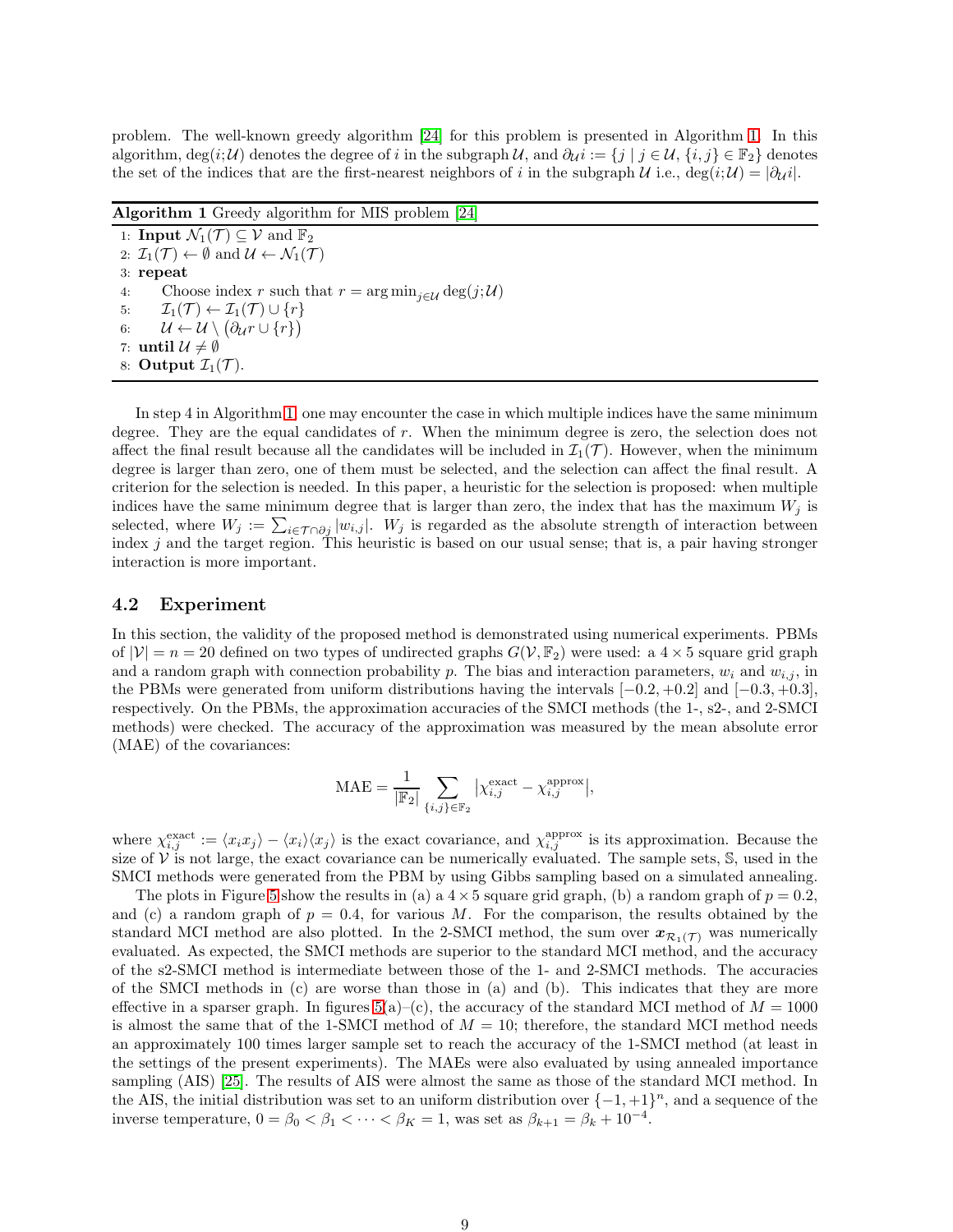problem. The well-known greedy algorithm [24] for this problem is presented in Algorithm 1. In this algorithm, $\deg(i;\mathcal{U})$ denotes the degree of $i$ in the subgraph $\mathcal{U}$, and $\partial_{\mathcal{U}} i := \{j \mid j \in \mathcal{U}, \{i,j\} \in \mathbb{F}_2\}$ denotes the set of the indices that are the first-nearest neighbors of $i$ in the subgraph $\mathcal{U}$ i.e., $\deg(i;\mathcal{U}) = |\partial_{\mathcal{U}} i|$.

**Algorithm 1** Greedy algorithm for MIS problem [24]

1: **Input** $\mathcal{N}_1(\mathcal{T}) \subseteq \mathcal{V}$ and $\mathbb{F}_2$
2: $\mathcal{I}_1(\mathcal{T}) \leftarrow \emptyset$ and $\mathcal{U} \leftarrow \mathcal{N}_1(\mathcal{T})$
3: **repeat**
4: Choose index $r$ such that $r = \arg\min_{j \in \mathcal{U}} \deg(j;\mathcal{U})$
5: $\mathcal{I}_1(\mathcal{T}) \leftarrow \mathcal{I}_1(\mathcal{T}) \cup \{r\}$
6: $\mathcal{U} \leftarrow \mathcal{U} \setminus \big(\partial_{\mathcal{U}} r \cup \{r\}\big)$
7: **until** $\mathcal{U} \neq \emptyset$
8: **Output** $\mathcal{I}_1(\mathcal{T})$.

In step 4 in Algorithm 1, one may encounter the case in which multiple indices have the same minimum degree. They are the equal candidates of $r$. When the minimum degree is zero, the selection does not affect the final result because all the candidates will be included in $\mathcal{I}_1(\mathcal{T})$. However, when the minimum degree is larger than zero, one of them must be selected, and the selection can affect the final result. A criterion for the selection is needed. In this paper, a heuristic for the selection is proposed: when multiple indices have the same minimum degree that is larger than zero, the index that has the maximum $W_j$ is selected, where $W_j := \sum_{i \in \mathcal{T} \cap \partial j} |w_{i,j}|$. $W_j$ is regarded as the absolute strength of interaction between index $j$ and the target region. This heuristic is based on our usual sense; that is, a pair having stronger interaction is more important.

## 4.2 Experiment

In this section, the validity of the proposed method is demonstrated using numerical experiments. PBMs of $|\mathcal{V}| = n = 20$ defined on two types of undirected graphs $G(\mathcal{V}, \mathbb{F}_2)$ were used: a $4 \times 5$ square grid graph and a random graph with connection probability $p$. The bias and interaction parameters, $w_i$ and $w_{i,j}$, in the PBMs were generated from uniform distributions having the intervals $[-0.2, +0.2]$ and $[-0.3, +0.3]$, respectively. On the PBMs, the approximation accuracies of the SMCI methods (the 1-, s2-, and 2-SMCI methods) were checked. The accuracy of the approximation was measured by the mean absolute error (MAE) of the covariances:

$$\mathrm{MAE} = \frac{1}{|\mathbb{F}_2|} \sum_{\{i,j\} \in \mathbb{F}_2} \big|\chi_{i,j}^{\mathrm{exact}} - \chi_{i,j}^{\mathrm{approx}}\big|,$$

where $\chi_{i,j}^{\mathrm{exact}} := \langle x_i x_j \rangle - \langle x_i \rangle \langle x_j \rangle$ is the exact covariance, and $\chi_{i,j}^{\mathrm{approx}}$ is its approximation. Because the size of $\mathcal{V}$ is not large, the exact covariance can be numerically evaluated. The sample sets, $\mathbb{S}$, used in the SMCI methods were generated from the PBM by using Gibbs sampling based on a simulated annealing.

The plots in Figure 5 show the results in (a) a $4 \times 5$ square grid graph, (b) a random graph of $p = 0.2$, and (c) a random graph of $p = 0.4$, for various $M$. For the comparison, the results obtained by the standard MCI method are also plotted. In the 2-SMCI method, the sum over $\boldsymbol{x}_{\mathcal{R}_1(\mathcal{T})}$ was numerically evaluated. As expected, the SMCI methods are superior to the standard MCI method, and the accuracy of the s2-SMCI method is intermediate between those of the 1- and 2-SMCI methods. The accuracies of the SMCI methods in (c) are worse than those in (a) and (b). This indicates that they are more effective in a sparser graph. In figures 5(a)–(c), the accuracy of the standard MCI method of $M = 1000$ is almost the same that of the 1-SMCI method of $M = 10$; therefore, the standard MCI method needs an approximately 100 times larger sample set to reach the accuracy of the 1-SMCI method (at least in the settings of the present experiments). The MAEs were also evaluated by using annealed importance sampling (AIS) [25]. The results of AIS were almost the same as those of the standard MCI method. In the AIS, the initial distribution was set to an uniform distribution over $\{-1, +1\}^n$, and a sequence of the inverse temperature, $0 = \beta_0 < \beta_1 < \cdots < \beta_K = 1$, was set as $\beta_{k+1} = \beta_k + 10^{-4}$.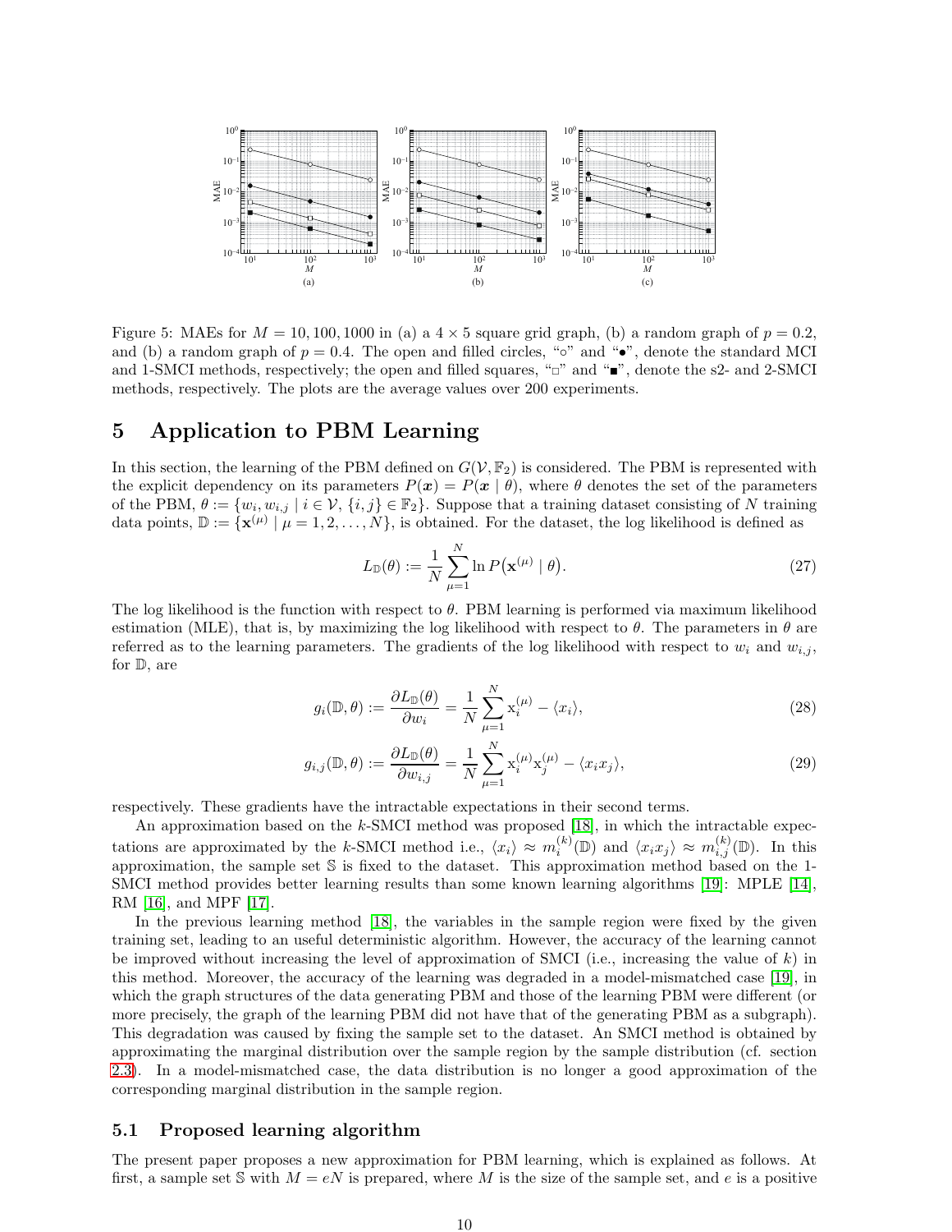Figure 5: MAEs for $M = 10, 100, 1000$ in (a) a $4 \times 5$ square grid graph, (b) a random graph of $p = 0.2$, and (b) a random graph of $p = 0.4$. The open and filled circles, "○" and "●", denote the standard MCI and 1-SMCI methods, respectively; the open and filled squares, "□" and "■", denote the s2- and 2-SMCI methods, respectively. The plots are the average values over 200 experiments.

# 5 Application to PBM Learning

In this section, the learning of the PBM defined on $G(\mathcal{V}, \mathbb{F}_2)$ is considered. The PBM is represented with the explicit dependency on its parameters $P(\boldsymbol{x}) = P(\boldsymbol{x} \mid \theta)$, where $\theta$ denotes the set of the parameters of the PBM, $\theta := \{w_i, w_{i,j} \mid i \in \mathcal{V}, \{i,j\} \in \mathbb{F}_2\}$. Suppose that a training dataset consisting of $N$ training data points, $\mathbb{D} := \{\mathbf{x}^{(\mu)} \mid \mu = 1, 2, \ldots, N\}$, is obtained. For the dataset, the log likelihood is defined as

$$L_{\mathbb{D}}(\theta) := \frac{1}{N} \sum_{\mu=1}^{N} \ln P\big(\mathbf{x}^{(\mu)} \mid \theta\big). \tag{27}$$

The log likelihood is the function with respect to $\theta$. PBM learning is performed via maximum likelihood estimation (MLE), that is, by maximizing the log likelihood with respect to $\theta$. The parameters in $\theta$ are referred as to the learning parameters. The gradients of the log likelihood with respect to $w_i$ and $w_{i,j}$, for $\mathbb{D}$, are

$$g_i(\mathbb{D}, \theta) := \frac{\partial L_{\mathbb{D}}(\theta)}{\partial w_i} = \frac{1}{N} \sum_{\mu=1}^{N} \mathrm{x}_i^{(\mu)} - \langle x_i \rangle, \tag{28}$$

$$g_{i,j}(\mathbb{D}, \theta) := \frac{\partial L_{\mathbb{D}}(\theta)}{\partial w_{i,j}} = \frac{1}{N} \sum_{\mu=1}^{N} \mathrm{x}_i^{(\mu)} \mathrm{x}_j^{(\mu)} - \langle x_i x_j \rangle, \tag{29}$$

respectively. These gradients have the intractable expectations in their second terms.

An approximation based on the $k$-SMCI method was proposed [18], in which the intractable expectations are approximated by the $k$-SMCI method i.e., $\langle x_i \rangle \approx m_i^{(k)}(\mathbb{D})$ and $\langle x_i x_j \rangle \approx m_{i,j}^{(k)}(\mathbb{D})$. In this approximation, the sample set $\mathbb{S}$ is fixed to the dataset. This approximation method based on the 1-SMCI method provides better learning results than some known learning algorithms [19]: MPLE [14], RM [16], and MPF [17].

In the previous learning method [18], the variables in the sample region were fixed by the given training set, leading to an useful deterministic algorithm. However, the accuracy of the learning cannot be improved without increasing the level of approximation of SMCI (i.e., increasing the value of $k$) in this method. Moreover, the accuracy of the learning was degraded in a model-mismatched case [19], in which the graph structures of the data generating PBM and those of the learning PBM were different (or more precisely, the graph of the learning PBM did not have that of the generating PBM as a subgraph). This degradation was caused by fixing the sample set to the dataset. An SMCI method is obtained by approximating the marginal distribution over the sample region by the sample distribution (cf. section 2.3). In a model-mismatched case, the data distribution is no longer a good approximation of the corresponding marginal distribution in the sample region.

## 5.1 Proposed learning algorithm

The present paper proposes a new approximation for PBM learning, which is explained as follows. At first, a sample set $\mathbb{S}$ with $M = eN$ is prepared, where $M$ is the size of the sample set, and $e$ is a positive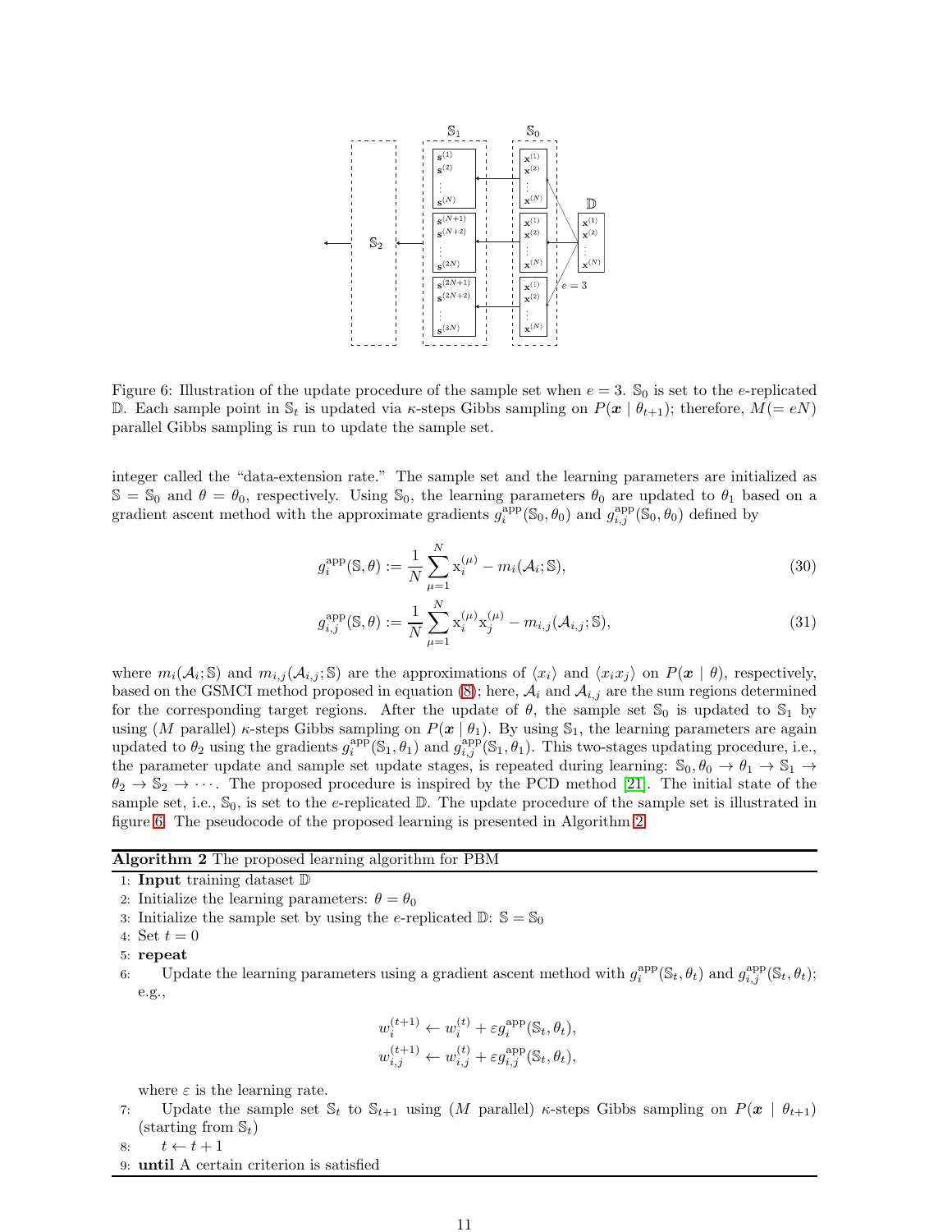Figure 6: Illustration of the update procedure of the sample set when $e = 3$. $\mathbb{S}_0$ is set to the $e$-replicated $\mathbb{D}$. Each sample point in $\mathbb{S}_t$ is updated via $\kappa$-steps Gibbs sampling on $P(\boldsymbol{x} \mid \theta_{t+1})$; therefore, $M(= eN)$ parallel Gibbs sampling is run to update the sample set.

integer called the "data-extension rate." The sample set and the learning parameters are initialized as $\mathbb{S} = \mathbb{S}_0$ and $\theta = \theta_0$, respectively. Using $\mathbb{S}_0$, the learning parameters $\theta_0$ are updated to $\theta_1$ based on a gradient ascent method with the approximate gradients $g_i^{\mathrm{app}}(\mathbb{S}_0, \theta_0)$ and $g_{i,j}^{\mathrm{app}}(\mathbb{S}_0, \theta_0)$ defined by

$$g_i^{\mathrm{app}}(\mathbb{S}, \theta) := \frac{1}{N} \sum_{\mu=1}^{N} \mathrm{x}_i^{(\mu)} - m_i(\mathcal{A}_i; \mathbb{S}), \tag{30}$$

$$g_{i,j}^{\mathrm{app}}(\mathbb{S}, \theta) := \frac{1}{N} \sum_{\mu=1}^{N} \mathrm{x}_i^{(\mu)} \mathrm{x}_j^{(\mu)} - m_{i,j}(\mathcal{A}_{i,j}; \mathbb{S}), \tag{31}$$

where $m_i(\mathcal{A}_i; \mathbb{S})$ and $m_{i,j}(\mathcal{A}_{i,j}; \mathbb{S})$ are the approximations of $\langle x_i \rangle$ and $\langle x_i x_j \rangle$ on $P(\boldsymbol{x} \mid \theta)$, respectively, based on the GSMCI method proposed in equation (8); here, $\mathcal{A}_i$ and $\mathcal{A}_{i,j}$ are the sum regions determined for the corresponding target regions. After the update of $\theta$, the sample set $\mathbb{S}_0$ is updated to $\mathbb{S}_1$ by using ($M$ parallel) $\kappa$-steps Gibbs sampling on $P(\boldsymbol{x} \mid \theta_1)$. By using $\mathbb{S}_1$, the learning parameters are again updated to $\theta_2$ using the gradients $g_i^{\mathrm{app}}(\mathbb{S}_1, \theta_1)$ and $g_{i,j}^{\mathrm{app}}(\mathbb{S}_1, \theta_1)$. This two-stages updating procedure, i.e., the parameter update and sample set update stages, is repeated during learning: $\mathbb{S}_0, \theta_0 \to \theta_1 \to \mathbb{S}_1 \to \theta_2 \to \mathbb{S}_2 \to \cdots$. The proposed procedure is inspired by the PCD method [21]. The initial state of the sample set, i.e., $\mathbb{S}_0$, is set to the $e$-replicated $\mathbb{D}$. The update procedure of the sample set is illustrated in figure 6. The pseudocode of the proposed learning is presented in Algorithm 2.

**Algorithm 2** The proposed learning algorithm for PBM

1: **Input** training dataset $\mathbb{D}$
2: Initialize the learning parameters: $\theta = \theta_0$
3: Initialize the sample set by using the $e$-replicated $\mathbb{D}$: $\mathbb{S} = \mathbb{S}_0$
4: Set $t = 0$
5: **repeat**
6: Update the learning parameters using a gradient ascent method with $g_i^{\mathrm{app}}(\mathbb{S}_t, \theta_t)$ and $g_{i,j}^{\mathrm{app}}(\mathbb{S}_t, \theta_t)$; e.g.,

$$w_i^{(t+1)} \leftarrow w_i^{(t)} + \varepsilon g_i^{\mathrm{app}}(\mathbb{S}_t, \theta_t),$$
$$w_{i,j}^{(t+1)} \leftarrow w_{i,j}^{(t)} + \varepsilon g_{i,j}^{\mathrm{app}}(\mathbb{S}_t, \theta_t),$$

where $\varepsilon$ is the learning rate.
7: Update the sample set $\mathbb{S}_t$ to $\mathbb{S}_{t+1}$ using ($M$ parallel) $\kappa$-steps Gibbs sampling on $P(\boldsymbol{x} \mid \theta_{t+1})$ (starting from $\mathbb{S}_t$)
8: $t \leftarrow t + 1$
9: **until** A certain criterion is satisfied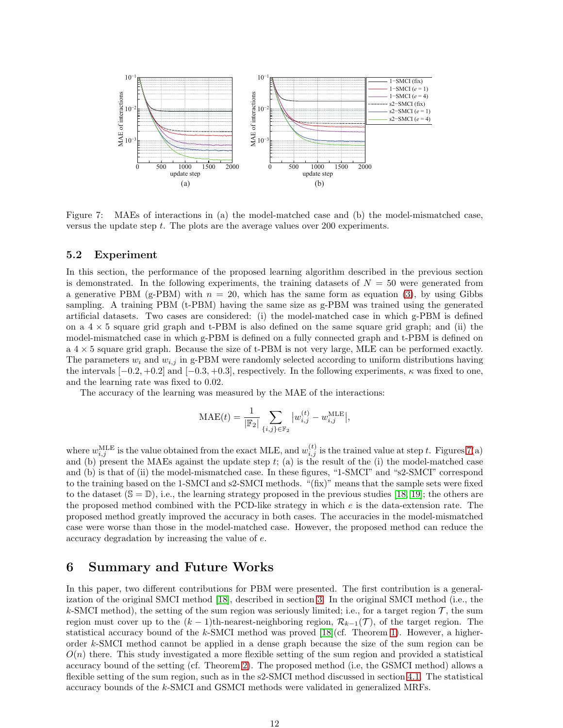Figure 7: MAEs of interactions in (a) the model-matched case and (b) the model-mismatched case, versus the update step $t$. The plots are the average values over 200 experiments.

### 5.2 Experiment

In this section, the performance of the proposed learning algorithm described in the previous section is demonstrated. In the following experiments, the training datasets of $N = 50$ were generated from a generative PBM (g-PBM) with $n = 20$, which has the same form as equation (3), by using Gibbs sampling. A training PBM (t-PBM) having the same size as g-PBM was trained using the generated artificial datasets. Two cases are considered: (i) the model-matched case in which g-PBM is defined on a $4 \times 5$ square grid graph and t-PBM is also defined on the same square grid graph; and (ii) the model-mismatched case in which g-PBM is defined on a fully connected graph and t-PBM is defined on a $4 \times 5$ square grid graph. Because the size of t-PBM is not very large, MLE can be performed exactly. The parameters $w_i$ and $w_{i,j}$ in g-PBM were randomly selected according to uniform distributions having the intervals $[-0.2, +0.2]$ and $[-0.3, +0.3]$, respectively. In the following experiments, $\kappa$ was fixed to one, and the learning rate was fixed to 0.02.

The accuracy of the learning was measured by the MAE of the interactions:

$$\mathrm{MAE}(t) = \frac{1}{|\mathbb{F}_2|} \sum_{\{i,j\} \in \mathbb{F}_2} \left| w_{i,j}^{(t)} - w_{i,j}^{\mathrm{MLE}} \right|,$$

where $w_{i,j}^{\mathrm{MLE}}$ is the value obtained from the exact MLE, and $w_{i,j}^{(t)}$ is the trained value at step $t$. Figures 7(a) and (b) present the MAEs against the update step $t$; (a) is the result of the (i) the model-matched case and (b) is that of (ii) the model-mismatched case. In these figures, "1-SMCI" and "s2-SMCI" correspond to the training based on the 1-SMCI and s2-SMCI methods. "(fix)" means that the sample sets were fixed to the dataset ($\mathbb{S} = \mathbb{D}$), i.e., the learning strategy proposed in the previous studies [18, 19]; the others are the proposed method combined with the PCD-like strategy in which $e$ is the data-extension rate. The proposed method greatly improved the accuracy in both cases. The accuracies in the model-mismatched case were worse than those in the model-matched case. However, the proposed method can reduce the accuracy degradation by increasing the value of $e$.

## 6 Summary and Future Works

In this paper, two different contributions for PBM were presented. The first contribution is a generalization of the original SMCI method [18], described in section 3. In the original SMCI method (i.e., the $k$-SMCI method), the setting of the sum region was seriously limited; i.e., for a target region $\mathcal{T}$, the sum region must cover up to the $(k-1)$th-nearest-neighboring region, $\mathcal{R}_{k-1}(\mathcal{T})$, of the target region. The statistical accuracy bound of the $k$-SMCI method was proved [18](cf. Theorem 1). However, a higher-order $k$-SMCI method cannot be applied in a dense graph because the size of the sum region can be $O(n)$ there. This study investigated a more flexible setting of the sum region and provided a statistical accuracy bound of the setting (cf. Theorem 2). The proposed method (i.e, the GSMCI method) allows a flexible setting of the sum region, such as in the s2-SMCI method discussed in section 4.1. The statistical accuracy bounds of the $k$-SMCI and GSMCI methods were validated in generalized MRFs.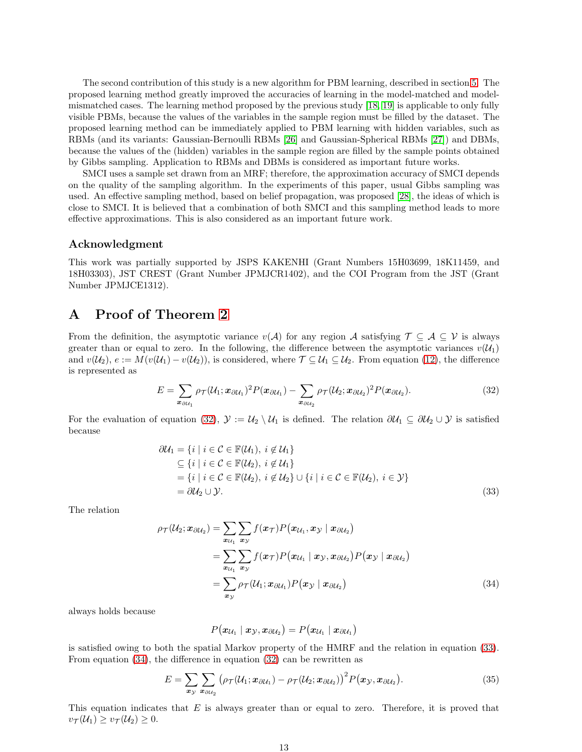The second contribution of this study is a new algorithm for PBM learning, described in section 5. The proposed learning method greatly improved the accuracies of learning in the model-matched and model-mismatched cases. The learning method proposed by the previous study [18, 19] is applicable to only fully visible PBMs, because the values of the variables in the sample region must be filled by the dataset. The proposed learning method can be immediately applied to PBM learning with hidden variables, such as RBMs (and its variants: Gaussian-Bernoulli RBMs [26] and Gaussian-Spherical RBMs [27]) and DBMs, because the values of the (hidden) variables in the sample region are filled by the sample points obtained by Gibbs sampling. Application to RBMs and DBMs is considered as important future works.

SMCI uses a sample set drawn from an MRF; therefore, the approximation accuracy of SMCI depends on the quality of the sampling algorithm. In the experiments of this paper, usual Gibbs sampling was used. An effective sampling method, based on belief propagation, was proposed [28], the ideas of which is close to SMCI. It is believed that a combination of both SMCI and this sampling method leads to more effective approximations. This is also considered as an important future work.

### Acknowledgment

This work was partially supported by JSPS KAKENHI (Grant Numbers 15H03699, 18K11459, and 18H03303), JST CREST (Grant Number JPMJCR1402), and the COI Program from the JST (Grant Number JPMJCE1312).

## A Proof of Theorem 2

From the definition, the asymptotic variance $v(\mathcal{A})$ for any region $\mathcal{A}$ satisfying $\mathcal{T} \subseteq \mathcal{A} \subseteq \mathcal{V}$ is always greater than or equal to zero. In the following, the difference between the asymptotic variances $v(\mathcal{U}_1)$ and $v(\mathcal{U}_2)$, $e := M(v(\mathcal{U}_1) - v(\mathcal{U}_2))$, is considered, where $\mathcal{T} \subseteq \mathcal{U}_1 \subseteq \mathcal{U}_2$. From equation (12), the difference is represented as

$$E = \sum_{\boldsymbol{x}_{\partial\mathcal{U}_1}} \rho_{\mathcal{T}}(\mathcal{U}_1; \boldsymbol{x}_{\partial\mathcal{U}_1})^2 P(\boldsymbol{x}_{\partial\mathcal{U}_1}) - \sum_{\boldsymbol{x}_{\partial\mathcal{U}_2}} \rho_{\mathcal{T}}(\mathcal{U}_2; \boldsymbol{x}_{\partial\mathcal{U}_2})^2 P(\boldsymbol{x}_{\partial\mathcal{U}_2}). \tag{32}$$

For the evaluation of equation (32), $\mathcal{Y} := \mathcal{U}_2 \setminus \mathcal{U}_1$ is defined. The relation $\partial\mathcal{U}_1 \subseteq \partial\mathcal{U}_2 \cup \mathcal{Y}$ is satisfied because

$$\begin{aligned}
\partial\mathcal{U}_1 &= \{i \mid i \in \mathcal{C} \in \mathbb{F}(\mathcal{U}_1),\ i \notin \mathcal{U}_1\} \\
&\subseteq \{i \mid i \in \mathcal{C} \in \mathbb{F}(\mathcal{U}_2),\ i \notin \mathcal{U}_1\} \\
&= \{i \mid i \in \mathcal{C} \in \mathbb{F}(\mathcal{U}_2),\ i \notin \mathcal{U}_2\} \cup \{i \mid i \in \mathcal{C} \in \mathbb{F}(\mathcal{U}_2),\ i \in \mathcal{Y}\} \\
&= \partial\mathcal{U}_2 \cup \mathcal{Y}.
\end{aligned} \tag{33}$$

The relation

$$\begin{aligned}
\rho_{\mathcal{T}}(\mathcal{U}_2; \boldsymbol{x}_{\partial\mathcal{U}_2}) &= \sum_{\boldsymbol{x}_{\mathcal{U}_1}} \sum_{\boldsymbol{x}_{\mathcal{Y}}} f(\boldsymbol{x}_{\mathcal{T}}) P\big(\boldsymbol{x}_{\mathcal{U}_1}, \boldsymbol{x}_{\mathcal{Y}} \mid \boldsymbol{x}_{\partial\mathcal{U}_2}\big) \\
&= \sum_{\boldsymbol{x}_{\mathcal{U}_1}} \sum_{\boldsymbol{x}_{\mathcal{Y}}} f(\boldsymbol{x}_{\mathcal{T}}) P\big(\boldsymbol{x}_{\mathcal{U}_1} \mid \boldsymbol{x}_{\mathcal{Y}}, \boldsymbol{x}_{\partial\mathcal{U}_2}\big) P\big(\boldsymbol{x}_{\mathcal{Y}} \mid \boldsymbol{x}_{\partial\mathcal{U}_2}\big) \\
&= \sum_{\boldsymbol{x}_{\mathcal{Y}}} \rho_{\mathcal{T}}(\mathcal{U}_1; \boldsymbol{x}_{\partial\mathcal{U}_1}) P\big(\boldsymbol{x}_{\mathcal{Y}} \mid \boldsymbol{x}_{\partial\mathcal{U}_2}\big)
\end{aligned} \tag{34}$$

always holds because

$$P\big(\boldsymbol{x}_{\mathcal{U}_1} \mid \boldsymbol{x}_{\mathcal{Y}}, \boldsymbol{x}_{\partial\mathcal{U}_2}\big) = P\big(\boldsymbol{x}_{\mathcal{U}_1} \mid \boldsymbol{x}_{\partial\mathcal{U}_1}\big)$$

is satisfied owing to both the spatial Markov property of the HMRF and the relation in equation (33). From equation (34), the difference in equation (32) can be rewritten as

$$E = \sum_{\boldsymbol{x}_{\mathcal{Y}}} \sum_{\boldsymbol{x}_{\partial\mathcal{U}_2}} \big(\rho_{\mathcal{T}}(\mathcal{U}_1; \boldsymbol{x}_{\partial\mathcal{U}_1}) - \rho_{\mathcal{T}}(\mathcal{U}_2; \boldsymbol{x}_{\partial\mathcal{U}_2})\big)^2 P\big(\boldsymbol{x}_{\mathcal{Y}}, \boldsymbol{x}_{\partial\mathcal{U}_2}\big). \tag{35}$$

This equation indicates that $E$ is always greater than or equal to zero. Therefore, it is proved that $v_{\mathcal{T}}(\mathcal{U}_1) \geq v_{\mathcal{T}}(\mathcal{U}_2) \geq 0$.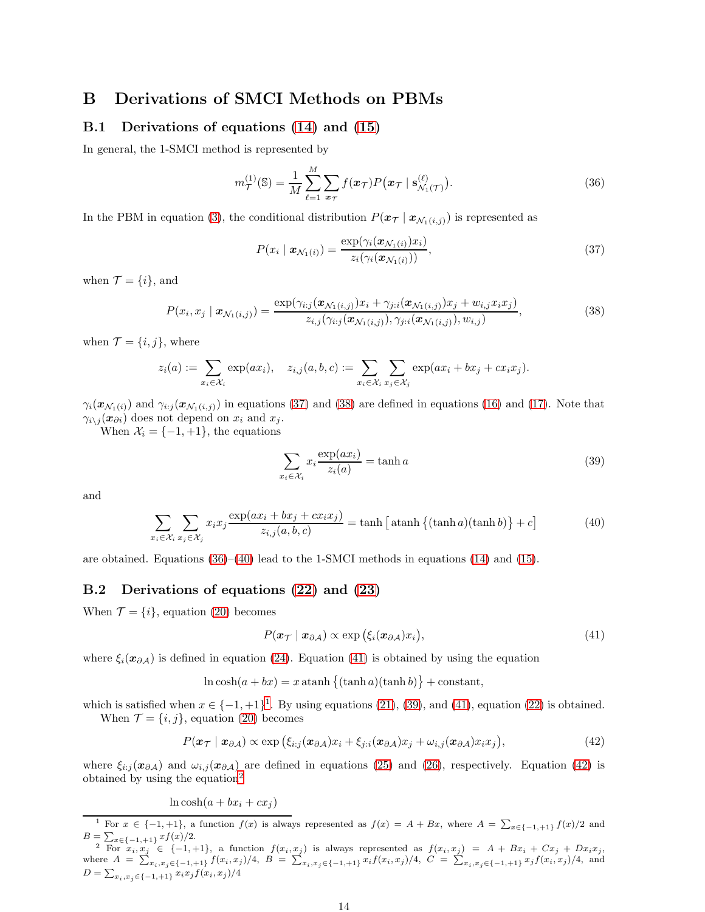# B Derivations of SMCI Methods on PBMs

## B.1 Derivations of equations (14) and (15)

In general, the 1-SMCI method is represented by

$$m_{\mathcal{T}}^{(1)}(\mathbb{S}) = \frac{1}{M}\sum_{\ell=1}^{M}\sum_{\boldsymbol{x}_{\mathcal{T}}} f(\boldsymbol{x}_{\mathcal{T}}) P\big(\boldsymbol{x}_{\mathcal{T}} \mid \mathbf{s}_{\mathcal{N}_1(\mathcal{T})}^{(\ell)}\big). \tag{36}$$

In the PBM in equation (3), the conditional distribution $P(\boldsymbol{x}_{\mathcal{T}} \mid \boldsymbol{x}_{\mathcal{N}_1(i,j)})$ is represented as

$$P(x_i \mid \boldsymbol{x}_{\mathcal{N}_1(i)}) = \frac{\exp(\gamma_i(\boldsymbol{x}_{\mathcal{N}_1(i)})x_i)}{z_i(\gamma_i(\boldsymbol{x}_{\mathcal{N}_1(i)}))}, \tag{37}$$

when $\mathcal{T} = \{i\}$, and

$$P(x_i, x_j \mid \boldsymbol{x}_{\mathcal{N}_1(i,j)}) = \frac{\exp(\gamma_{i:j}(\boldsymbol{x}_{\mathcal{N}_1(i,j)})x_i + \gamma_{j:i}(\boldsymbol{x}_{\mathcal{N}_1(i,j)})x_j + w_{i,j}x_i x_j)}{z_{i,j}(\gamma_{i:j}(\boldsymbol{x}_{\mathcal{N}_1(i,j)}), \gamma_{j:i}(\boldsymbol{x}_{\mathcal{N}_1(i,j)}), w_{i,j})}, \tag{38}$$

when $\mathcal{T} = \{i, j\}$, where

$$z_i(a) := \sum_{x_i \in \mathcal{X}_i} \exp(a x_i), \quad z_{i,j}(a, b, c) := \sum_{x_i \in \mathcal{X}_i}\sum_{x_j \in \mathcal{X}_j} \exp(a x_i + b x_j + c x_i x_j).$$

$\gamma_i(\boldsymbol{x}_{\mathcal{N}_1(i)})$ and $\gamma_{i:j}(\boldsymbol{x}_{\mathcal{N}_1(i,j)})$ in equations (37) and (38) are defined in equations (16) and (17). Note that $\gamma_{i\backslash j}(\boldsymbol{x}_{\partial i})$ does not depend on $x_i$ and $x_j$.

When $\mathcal{X}_i = \{-1, +1\}$, the equations

$$\sum_{x_i \in \mathcal{X}_i} x_i \frac{\exp(a x_i)}{z_i(a)} = \tanh a \tag{39}$$

and

$$\sum_{x_i \in \mathcal{X}_i}\sum_{x_j \in \mathcal{X}_j} x_i x_j \frac{\exp(a x_i + b x_j + c x_i x_j)}{z_{i,j}(a, b, c)} = \tanh\big[\operatorname{atanh}\big\{(\tanh a)(\tanh b)\big\} + c\big] \tag{40}$$

are obtained. Equations (36)–(40) lead to the 1-SMCI methods in equations (14) and (15).

## B.2 Derivations of equations (22) and (23)

When $\mathcal{T} = \{i\}$, equation (20) becomes

$$P(\boldsymbol{x}_{\mathcal{T}} \mid \boldsymbol{x}_{\partial\mathcal{A}}) \propto \exp\big(\xi_i(\boldsymbol{x}_{\partial\mathcal{A}})x_i\big), \tag{41}$$

where $\xi_i(\boldsymbol{x}_{\partial\mathcal{A}})$ is defined in equation (24). Equation (41) is obtained by using the equation

$$\ln\cosh(a + bx) = x \operatorname{atanh}\big\{(\tanh a)(\tanh b)\big\} + \text{constant},$$

which is satisfied when $x \in \{-1, +1\}$[1]. By using equations (21), (39), and (41), equation (22) is obtained.

When $\mathcal{T} = \{i, j\}$, equation (20) becomes

$$P(\boldsymbol{x}_{\mathcal{T}} \mid \boldsymbol{x}_{\partial\mathcal{A}}) \propto \exp\big(\xi_{i:j}(\boldsymbol{x}_{\partial\mathcal{A}})x_i + \xi_{j:i}(\boldsymbol{x}_{\partial\mathcal{A}})x_j + \omega_{i,j}(\boldsymbol{x}_{\partial\mathcal{A}})x_i x_j\big), \tag{42}$$

where $\xi_{i:j}(\boldsymbol{x}_{\partial\mathcal{A}})$ and $\omega_{i,j}(\boldsymbol{x}_{\partial\mathcal{A}})$ are defined in equations (25) and (26), respectively. Equation (42) is obtained by using the equation[2]

$$\ln\cosh(a + b x_i + c x_j)$$

---

[1] For $x \in \{-1, +1\}$, a function $f(x)$ is always represented as $f(x) = A + Bx$, where $A = \sum_{x \in \{-1,+1\}} f(x)/2$ and $B = \sum_{x \in \{-1,+1\}} x f(x)/2$.

[2] For $x_i, x_j \in \{-1, +1\}$, a function $f(x_i, x_j)$ is always represented as $f(x_i, x_j) = A + Bx_i + Cx_j + Dx_i x_j$, where $A = \sum_{x_i, x_j \in \{-1,+1\}} f(x_i, x_j)/4$, $B = \sum_{x_i, x_j \in \{-1,+1\}} x_i f(x_i, x_j)/4$, $C = \sum_{x_i, x_j \in \{-1,+1\}} x_j f(x_i, x_j)/4$, and $D = \sum_{x_i, x_j \in \{-1,+1\}} x_i x_j f(x_i, x_j)/4$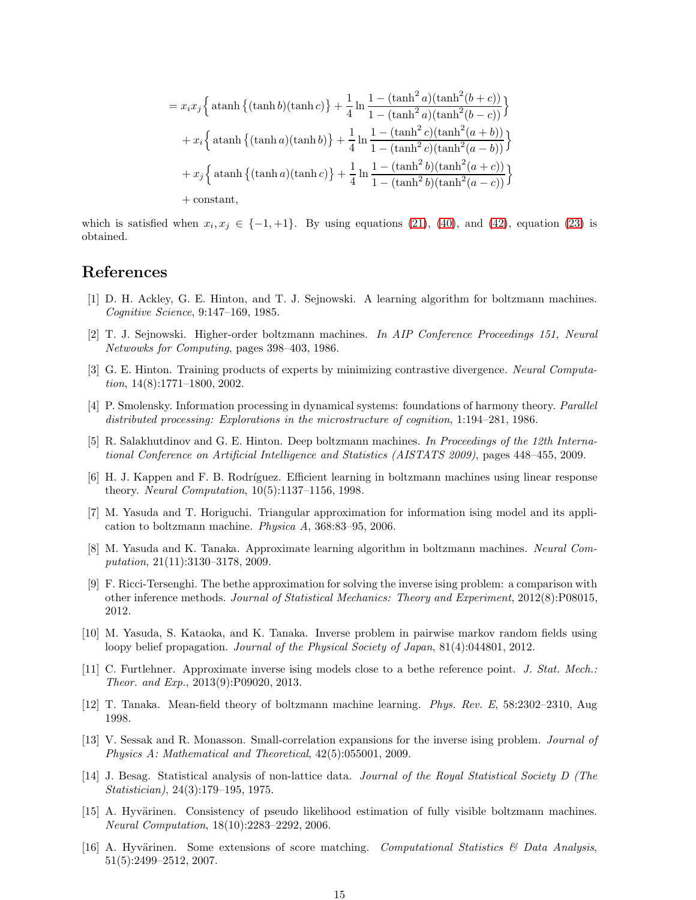$$
\begin{aligned}
&= x_i x_j \Big\{ \operatorname{atanh}\left\{(\tanh b)(\tanh c)\right\} + \frac{1}{4}\ln\frac{1-(\tanh^2 a)(\tanh^2(b+c))}{1-(\tanh^2 a)(\tanh^2(b-c))}\Big\} \\
&\quad + x_i \Big\{ \operatorname{atanh}\left\{(\tanh a)(\tanh b)\right\} + \frac{1}{4}\ln\frac{1-(\tanh^2 c)(\tanh^2(a+b))}{1-(\tanh^2 c)(\tanh^2(a-b))}\Big\} \\
&\quad + x_j \Big\{ \operatorname{atanh}\left\{(\tanh a)(\tanh c)\right\} + \frac{1}{4}\ln\frac{1-(\tanh^2 b)(\tanh^2(a+c))}{1-(\tanh^2 b)(\tanh^2(a-c))}\Big\} \\
&\quad + \text{constant},
\end{aligned}
$$

which is satisfied when $x_i, x_j \in \{-1, +1\}$. By using equations (21), (40), and (42), equation (23) is obtained.

# References

[1] D. H. Ackley, G. E. Hinton, and T. J. Sejnowski. A learning algorithm for boltzmann machines. *Cognitive Science*, 9:147–169, 1985.

[2] T. J. Sejnowski. Higher-order boltzmann machines. *In AIP Conference Proceedings 151, Neural Netwowks for Computing*, pages 398–403, 1986.

[3] G. E. Hinton. Training products of experts by minimizing contrastive divergence. *Neural Computation*, 14(8):1771–1800, 2002.

[4] P. Smolensky. Information processing in dynamical systems: foundations of harmony theory. *Parallel distributed processing: Explorations in the microstructure of cognition*, 1:194–281, 1986.

[5] R. Salakhutdinov and G. E. Hinton. Deep boltzmann machines. *In Proceedings of the 12th International Conference on Artificial Intelligence and Statistics (AISTATS 2009)*, pages 448–455, 2009.

[6] H. J. Kappen and F. B. Rodríguez. Efficient learning in boltzmann machines using linear response theory. *Neural Computation*, 10(5):1137–1156, 1998.

[7] M. Yasuda and T. Horiguchi. Triangular approximation for information ising model and its application to boltzmann machine. *Physica A*, 368:83–95, 2006.

[8] M. Yasuda and K. Tanaka. Approximate learning algorithm in boltzmann machines. *Neural Computation*, 21(11):3130–3178, 2009.

[9] F. Ricci-Tersenghi. The bethe approximation for solving the inverse ising problem: a comparison with other inference methods. *Journal of Statistical Mechanics: Theory and Experiment*, 2012(8):P08015, 2012.

[10] M. Yasuda, S. Kataoka, and K. Tanaka. Inverse problem in pairwise markov random fields using loopy belief propagation. *Journal of the Physical Society of Japan*, 81(4):044801, 2012.

[11] C. Furtlehner. Approximate inverse ising models close to a bethe reference point. *J. Stat. Mech.: Theor. and Exp.*, 2013(9):P09020, 2013.

[12] T. Tanaka. Mean-field theory of boltzmann machine learning. *Phys. Rev. E*, 58:2302–2310, Aug 1998.

[13] V. Sessak and R. Monasson. Small-correlation expansions for the inverse ising problem. *Journal of Physics A: Mathematical and Theoretical*, 42(5):055001, 2009.

[14] J. Besag. Statistical analysis of non-lattice data. *Journal of the Royal Statistical Society D (The Statistician)*, 24(3):179–195, 1975.

[15] A. Hyvärinen. Consistency of pseudo likelihood estimation of fully visible boltzmann machines. *Neural Computation*, 18(10):2283–2292, 2006.

[16] A. Hyvärinen. Some extensions of score matching. *Computational Statistics & Data Analysis*, 51(5):2499–2512, 2007.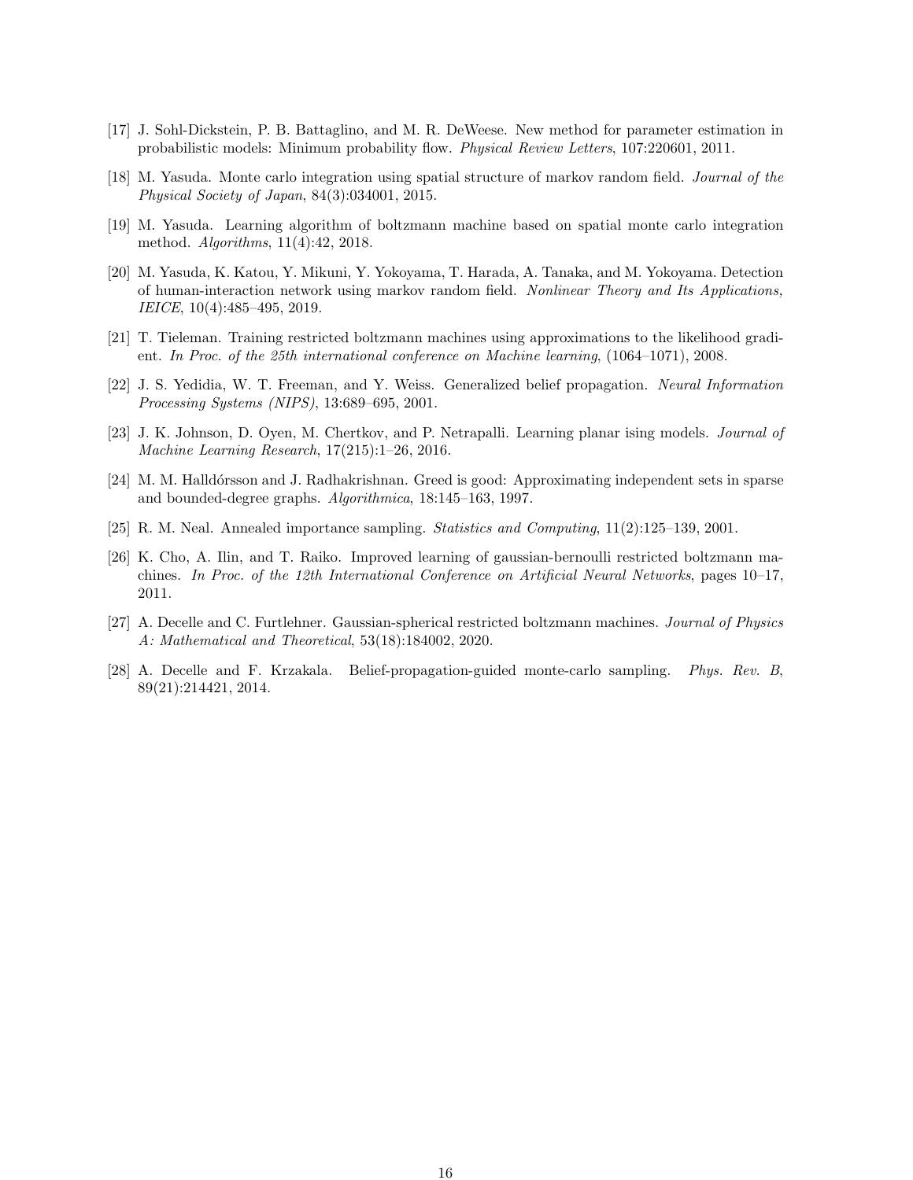[17] J. Sohl-Dickstein, P. B. Battaglino, and M. R. DeWeese. New method for parameter estimation in probabilistic models: Minimum probability flow. *Physical Review Letters*, 107:220601, 2011.

[18] M. Yasuda. Monte carlo integration using spatial structure of markov random field. *Journal of the Physical Society of Japan*, 84(3):034001, 2015.

[19] M. Yasuda. Learning algorithm of boltzmann machine based on spatial monte carlo integration method. *Algorithms*, 11(4):42, 2018.

[20] M. Yasuda, K. Katou, Y. Mikuni, Y. Yokoyama, T. Harada, A. Tanaka, and M. Yokoyama. Detection of human-interaction network using markov random field. *Nonlinear Theory and Its Applications, IEICE*, 10(4):485–495, 2019.

[21] T. Tieleman. Training restricted boltzmann machines using approximations to the likelihood gradient. *In Proc. of the 25th international conference on Machine learning*, (1064–1071), 2008.

[22] J. S. Yedidia, W. T. Freeman, and Y. Weiss. Generalized belief propagation. *Neural Information Processing Systems (NIPS)*, 13:689–695, 2001.

[23] J. K. Johnson, D. Oyen, M. Chertkov, and P. Netrapalli. Learning planar ising models. *Journal of Machine Learning Research*, 17(215):1–26, 2016.

[24] M. M. Halldórsson and J. Radhakrishnan. Greed is good: Approximating independent sets in sparse and bounded-degree graphs. *Algorithmica*, 18:145–163, 1997.

[25] R. M. Neal. Annealed importance sampling. *Statistics and Computing*, 11(2):125–139, 2001.

[26] K. Cho, A. Ilin, and T. Raiko. Improved learning of gaussian-bernoulli restricted boltzmann machines. *In Proc. of the 12th International Conference on Artificial Neural Networks*, pages 10–17, 2011.

[27] A. Decelle and C. Furtlehner. Gaussian-spherical restricted boltzmann machines. *Journal of Physics A: Mathematical and Theoretical*, 53(18):184002, 2020.

[28] A. Decelle and F. Krzakala. Belief-propagation-guided monte-carlo sampling. *Phys. Rev. B*, 89(21):214421, 2014.